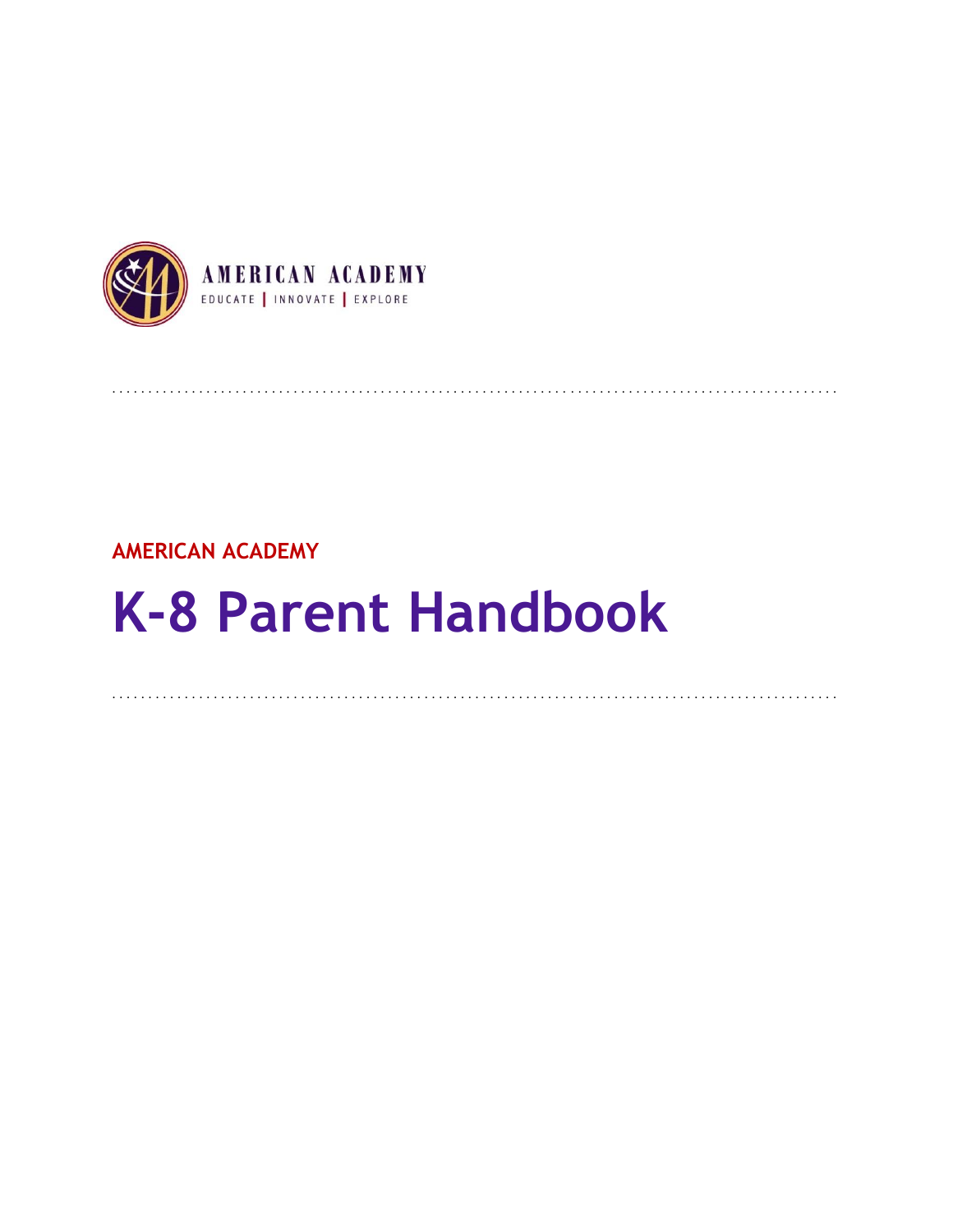AMERICAN ACADEMY

EDUCATE | INNOVATE | EXPLORE

**AMERICAN ACADEMY**

# K-8 Parent Handbook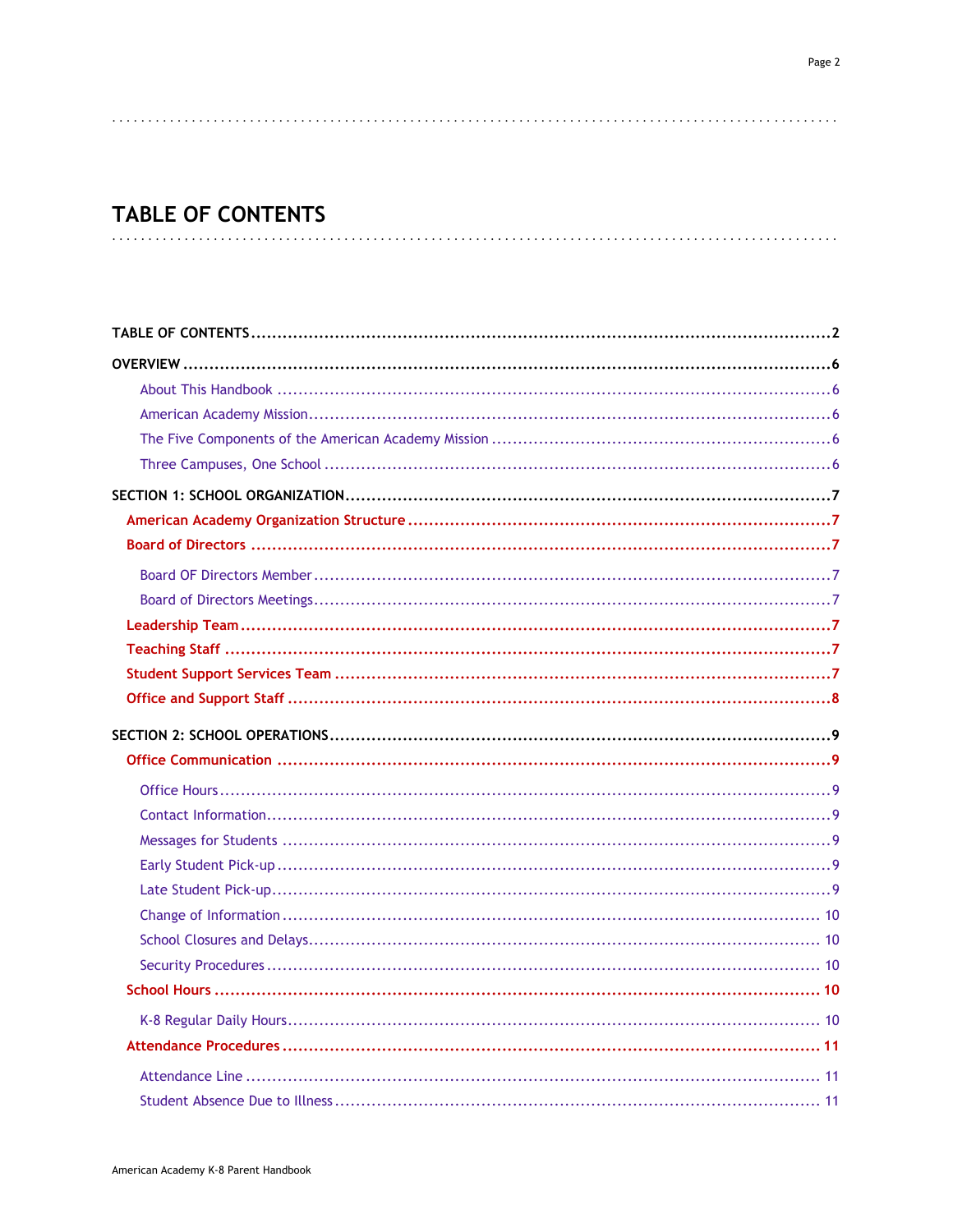# TABLE OF CONTENTS

**TABLE OF CONTENTS** .......... **2**

**OVERVIEW** .......... **6**

- About This Handbook .......... 6
- American Academy Mission .......... 6
- The Five Components of the American Academy Mission .......... 6
- Three Campuses, One School .......... 6

**SECTION 1: SCHOOL ORGANIZATION** .......... **7**

- **American Academy Organization Structure** .......... **7**
- **Board of Directors** .......... **7**
  - Board OF Directors Member .......... 7
  - Board of Directors Meetings .......... 7
- **Leadership Team** .......... **7**
- **Teaching Staff** .......... **7**
- **Student Support Services Team** .......... **7**
- **Office and Support Staff** .......... **8**

**SECTION 2: SCHOOL OPERATIONS** .......... **9**

- **Office Communication** .......... **9**
  - Office Hours .......... 9
  - Contact Information .......... 9
  - Messages for Students .......... 9
  - Early Student Pick-up .......... 9
  - Late Student Pick-up .......... 9
  - Change of Information .......... 10
  - School Closures and Delays .......... 10
  - Security Procedures .......... 10
- **School Hours** .......... **10**
  - K-8 Regular Daily Hours .......... 10
- **Attendance Procedures** .......... **11**
  - Attendance Line .......... 11
  - Student Absence Due to Illness .......... 11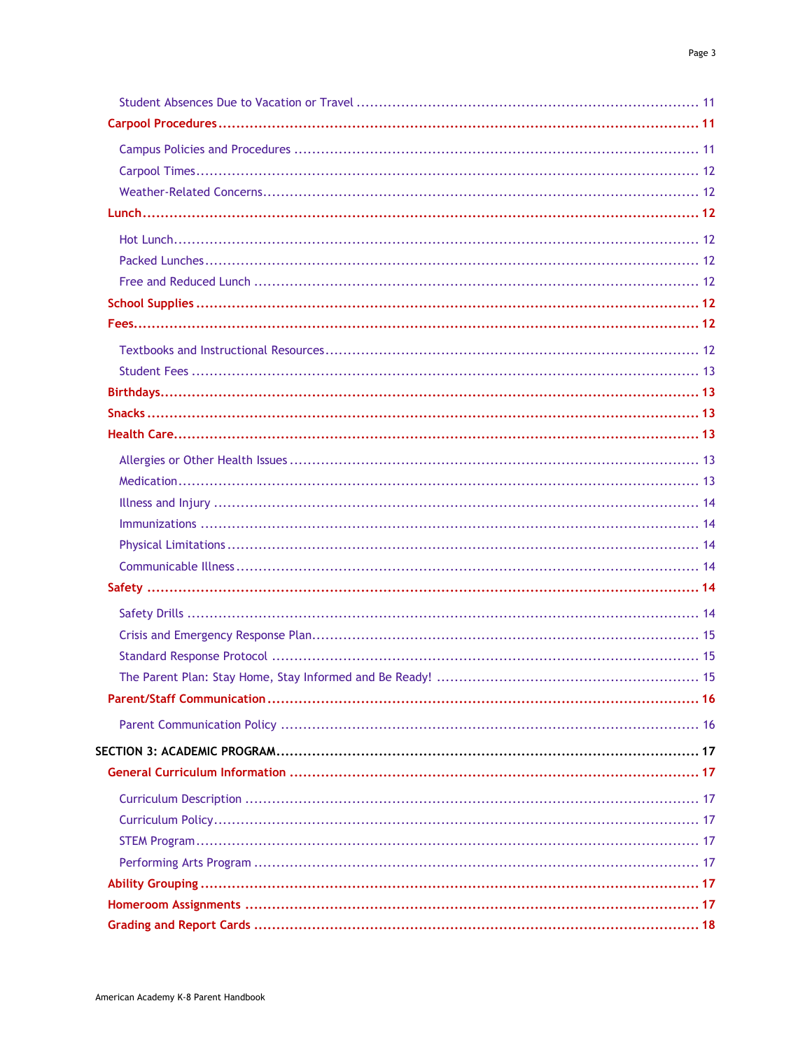Student Absences Due to Vacation or Travel ........ 11

**Carpool Procedures** ........ 11

Campus Policies and Procedures ........ 11

Carpool Times ........ 12

Weather-Related Concerns ........ 12

**Lunch** ........ 12

Hot Lunch ........ 12

Packed Lunches ........ 12

Free and Reduced Lunch ........ 12

**School Supplies** ........ 12

**Fees** ........ 12

Textbooks and Instructional Resources ........ 12

Student Fees ........ 13

**Birthdays** ........ 13

**Snacks** ........ 13

**Health Care** ........ 13

Allergies or Other Health Issues ........ 13

Medication ........ 13

Illness and Injury ........ 14

Immunizations ........ 14

Physical Limitations ........ 14

Communicable Illness ........ 14

**Safety** ........ 14

Safety Drills ........ 14

Crisis and Emergency Response Plan ........ 15

Standard Response Protocol ........ 15

The Parent Plan: Stay Home, Stay Informed and Be Ready! ........ 15

**Parent/Staff Communication** ........ 16

Parent Communication Policy ........ 16

**SECTION 3: ACADEMIC PROGRAM** ........ 17

**General Curriculum Information** ........ 17

Curriculum Description ........ 17

Curriculum Policy ........ 17

STEM Program ........ 17

Performing Arts Program ........ 17

**Ability Grouping** ........ 17

**Homeroom Assignments** ........ 17

**Grading and Report Cards** ........ 18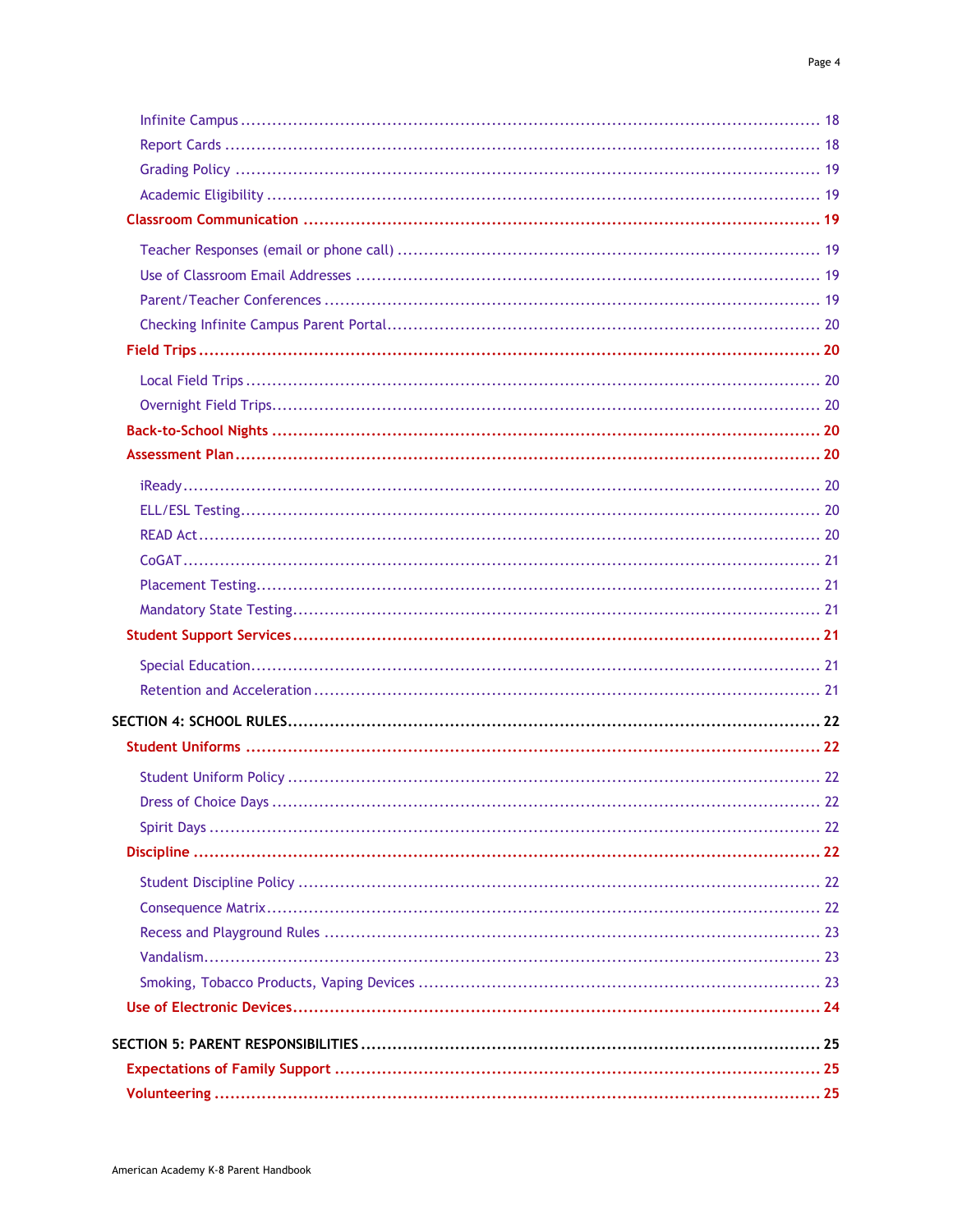- Infinite Campus ........................................ 18
- Report Cards ........................................ 18
- Grading Policy ........................................ 19
- Academic Eligibility ........................................ 19

**Classroom Communication ........................................ 19**

- Teacher Responses (email or phone call) ........................................ 19
- Use of Classroom Email Addresses ........................................ 19
- Parent/Teacher Conferences ........................................ 19
- Checking Infinite Campus Parent Portal ........................................ 20

**Field Trips ........................................ 20**

- Local Field Trips ........................................ 20
- Overnight Field Trips ........................................ 20

**Back-to-School Nights ........................................ 20**

**Assessment Plan ........................................ 20**

- iReady ........................................ 20
- ELL/ESL Testing ........................................ 20
- READ Act ........................................ 20
- CoGAT ........................................ 21
- Placement Testing ........................................ 21
- Mandatory State Testing ........................................ 21

**Student Support Services ........................................ 21**

- Special Education ........................................ 21
- Retention and Acceleration ........................................ 21

**SECTION 4: SCHOOL RULES ........................................ 22**

**Student Uniforms ........................................ 22**

- Student Uniform Policy ........................................ 22
- Dress of Choice Days ........................................ 22
- Spirit Days ........................................ 22

**Discipline ........................................ 22**

- Student Discipline Policy ........................................ 22
- Consequence Matrix ........................................ 22
- Recess and Playground Rules ........................................ 23
- Vandalism ........................................ 23
- Smoking, Tobacco Products, Vaping Devices ........................................ 23

**Use of Electronic Devices ........................................ 24**

**SECTION 5: PARENT RESPONSIBILITIES ........................................ 25**

**Expectations of Family Support ........................................ 25**

**Volunteering ........................................ 25**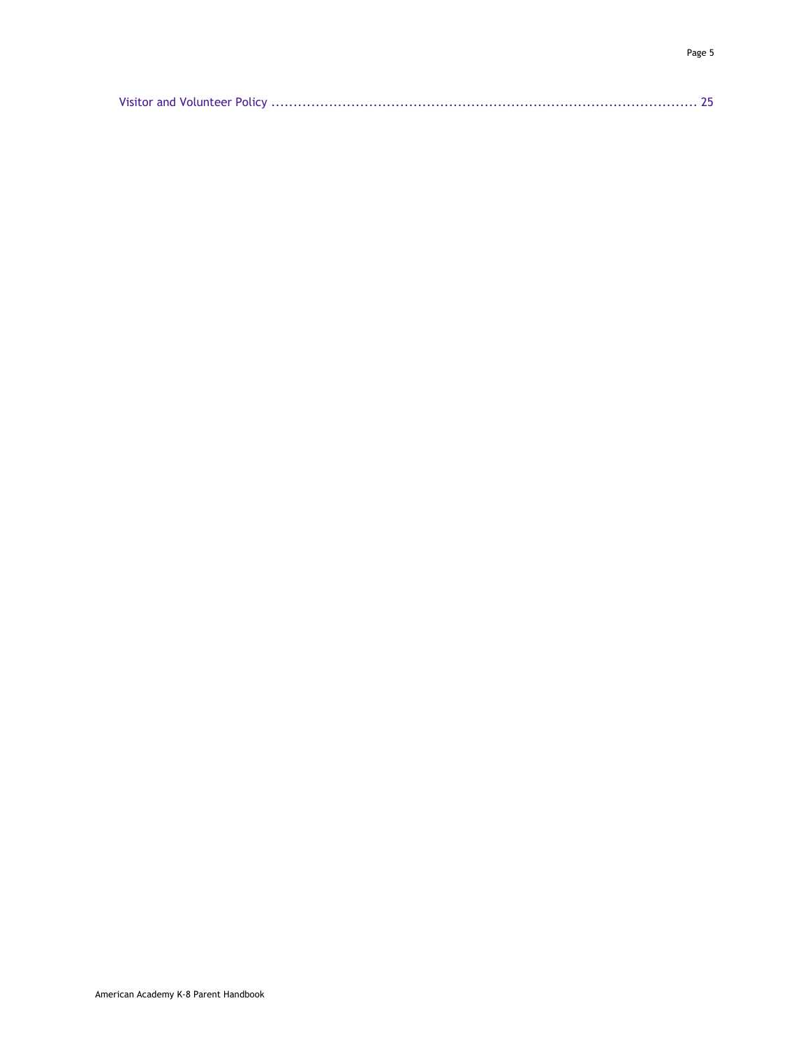Visitor and Volunteer Policy .......................................................................................... 25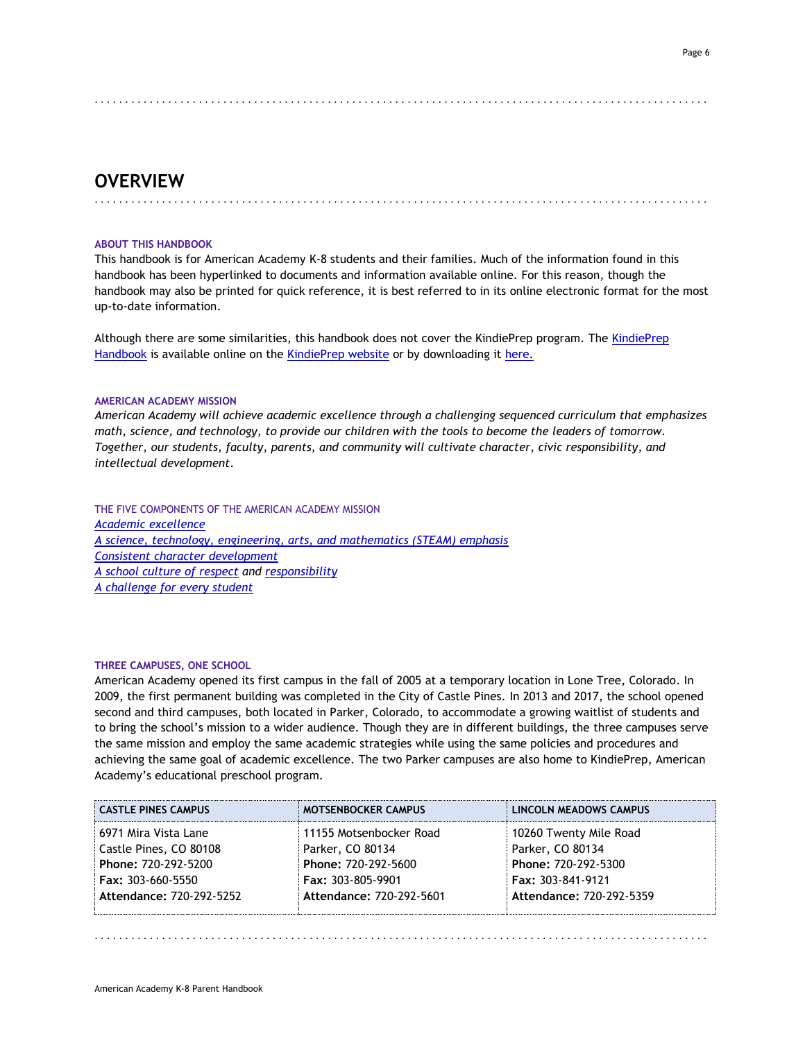# OVERVIEW

### ABOUT THIS HANDBOOK

This handbook is for American Academy K-8 students and their families. Much of the information found in this handbook has been hyperlinked to documents and information available online. For this reason, though the handbook may also be printed for quick reference, it is best referred to in its online electronic format for the most up-to-date information.

Although there are some similarities, this handbook does not cover the KindiePrep program. The KindiePrep Handbook is available online on the KindiePrep website or by downloading it here.

### AMERICAN ACADEMY MISSION

*American Academy will achieve academic excellence through a challenging sequenced curriculum that emphasizes math, science, and technology, to provide our children with the tools to become the leaders of tomorrow. Together, our students, faculty, parents, and community will cultivate character, civic responsibility, and intellectual development.*

#### THE FIVE COMPONENTS OF THE AMERICAN ACADEMY MISSION

*Academic excellence*
*A science, technology, engineering, arts, and mathematics (STEAM) emphasis*
*Consistent character development*
*A school culture of respect and responsibility*
*A challenge for every student*

### THREE CAMPUSES, ONE SCHOOL

American Academy opened its first campus in the fall of 2005 at a temporary location in Lone Tree, Colorado. In 2009, the first permanent building was completed in the City of Castle Pines. In 2013 and 2017, the school opened second and third campuses, both located in Parker, Colorado, to accommodate a growing waitlist of students and to bring the school's mission to a wider audience. Though they are in different buildings, the three campuses serve the same mission and employ the same academic strategies while using the same policies and procedures and achieving the same goal of academic excellence. The two Parker campuses are also home to KindiePrep, American Academy's educational preschool program.

| CASTLE PINES CAMPUS | MOTSENBOCKER CAMPUS | LINCOLN MEADOWS CAMPUS |
|---|---|---|
| 6971 Mira Vista Lane<br>Castle Pines, CO 80108<br>**Phone:** 720-292-5200<br>**Fax:** 303-660-5550<br>**Attendance:** 720-292-5252 | 11155 Motsenbocker Road<br>Parker, CO 80134<br>**Phone:** 720-292-5600<br>**Fax:** 303-805-9901<br>**Attendance:** 720-292-5601 | 10260 Twenty Mile Road<br>Parker, CO 80134<br>**Phone:** 720-292-5300<br>**Fax:** 303-841-9121<br>**Attendance:** 720-292-5359 |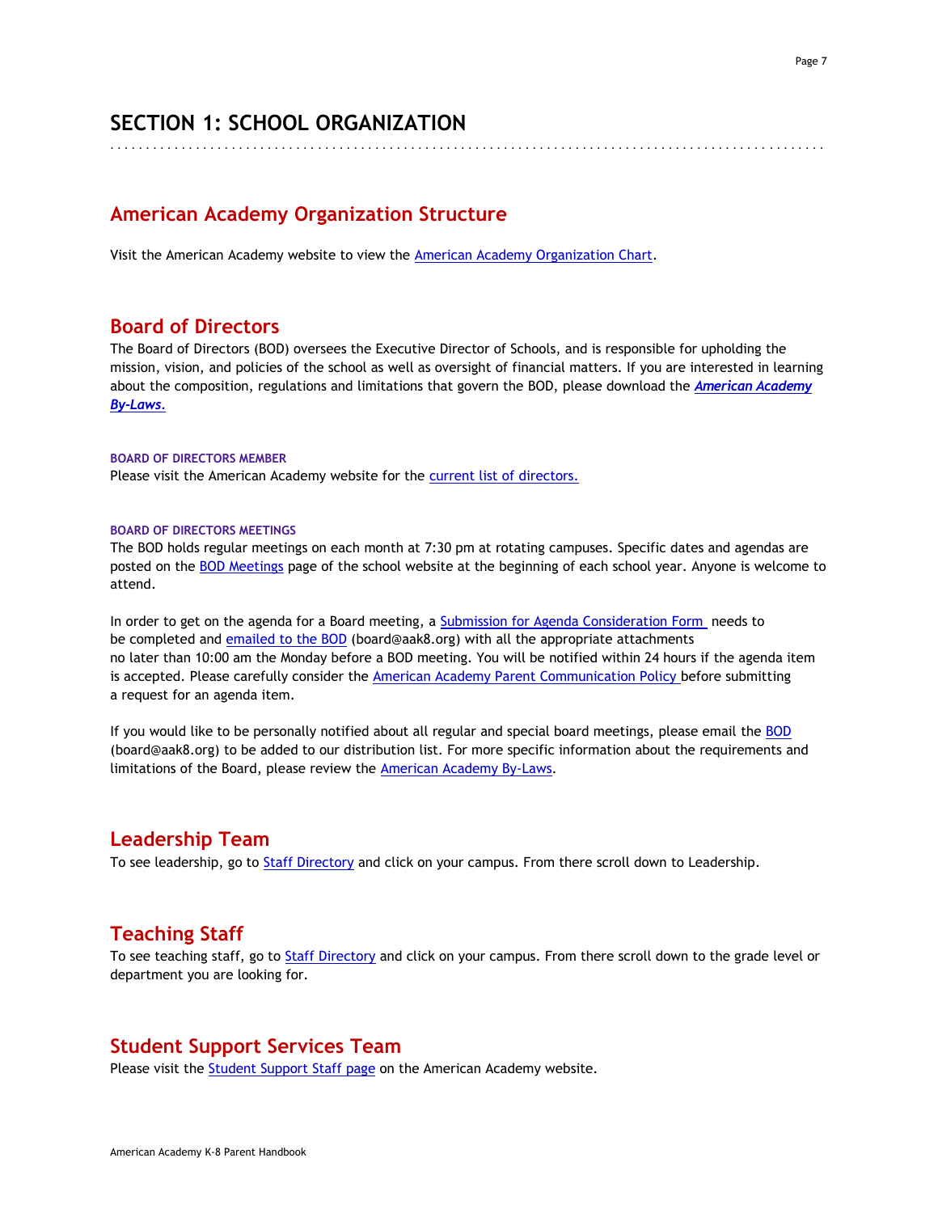# SECTION 1: SCHOOL ORGANIZATION

## American Academy Organization Structure

Visit the American Academy website to view the American Academy Organization Chart.

## Board of Directors

The Board of Directors (BOD) oversees the Executive Director of Schools, and is responsible for upholding the mission, vision, and policies of the school as well as oversight of financial matters. If you are interested in learning about the composition, regulations and limitations that govern the BOD, please download the ***American Academy By-Laws***.

### BOARD OF DIRECTORS MEMBER

Please visit the American Academy website for the current list of directors.

### BOARD OF DIRECTORS MEETINGS

The BOD holds regular meetings on each month at 7:30 pm at rotating campuses. Specific dates and agendas are posted on the BOD Meetings page of the school website at the beginning of each school year. Anyone is welcome to attend.

In order to get on the agenda for a Board meeting, a Submission for Agenda Consideration Form needs to be completed and emailed to the BOD (board@aak8.org) with all the appropriate attachments no later than 10:00 am the Monday before a BOD meeting. You will be notified within 24 hours if the agenda item is accepted. Please carefully consider the American Academy Parent Communication Policy before submitting a request for an agenda item.

If you would like to be personally notified about all regular and special board meetings, please email the BOD (board@aak8.org) to be added to our distribution list. For more specific information about the requirements and limitations of the Board, please review the American Academy By-Laws.

## Leadership Team

To see leadership, go to Staff Directory and click on your campus. From there scroll down to Leadership.

## Teaching Staff

To see teaching staff, go to Staff Directory and click on your campus. From there scroll down to the grade level or department you are looking for.

## Student Support Services Team

Please visit the Student Support Staff page on the American Academy website.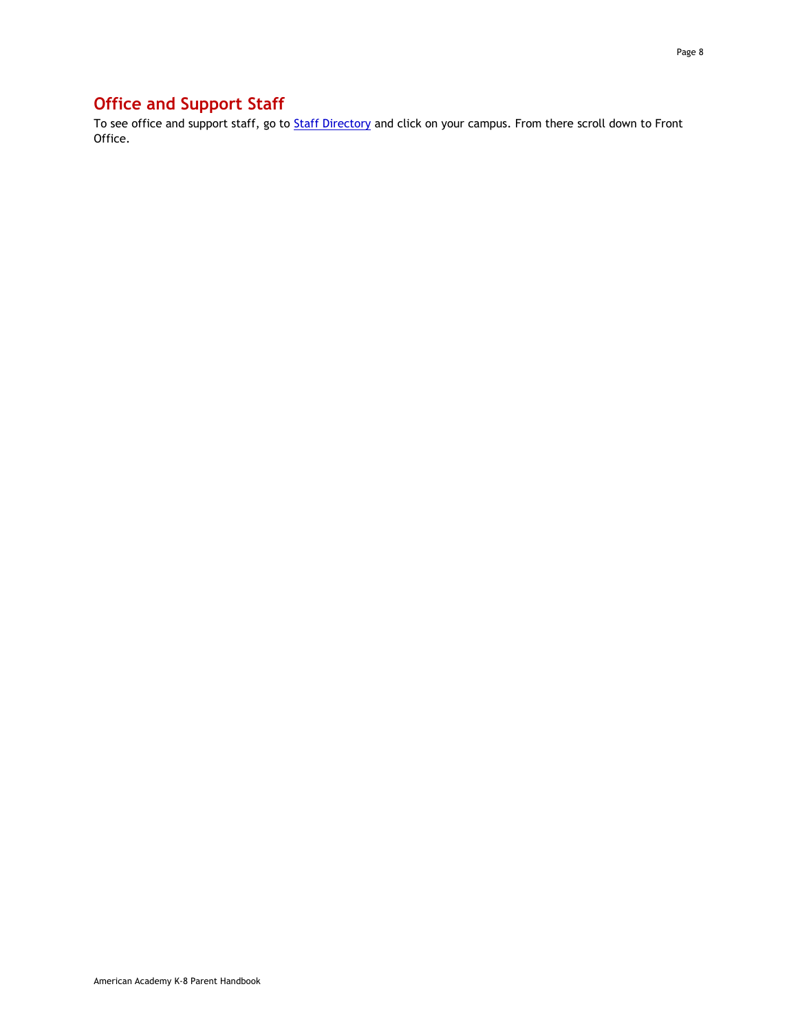## Office and Support Staff

To see office and support staff, go to [Staff Directory] and click on your campus. From there scroll down to Front Office.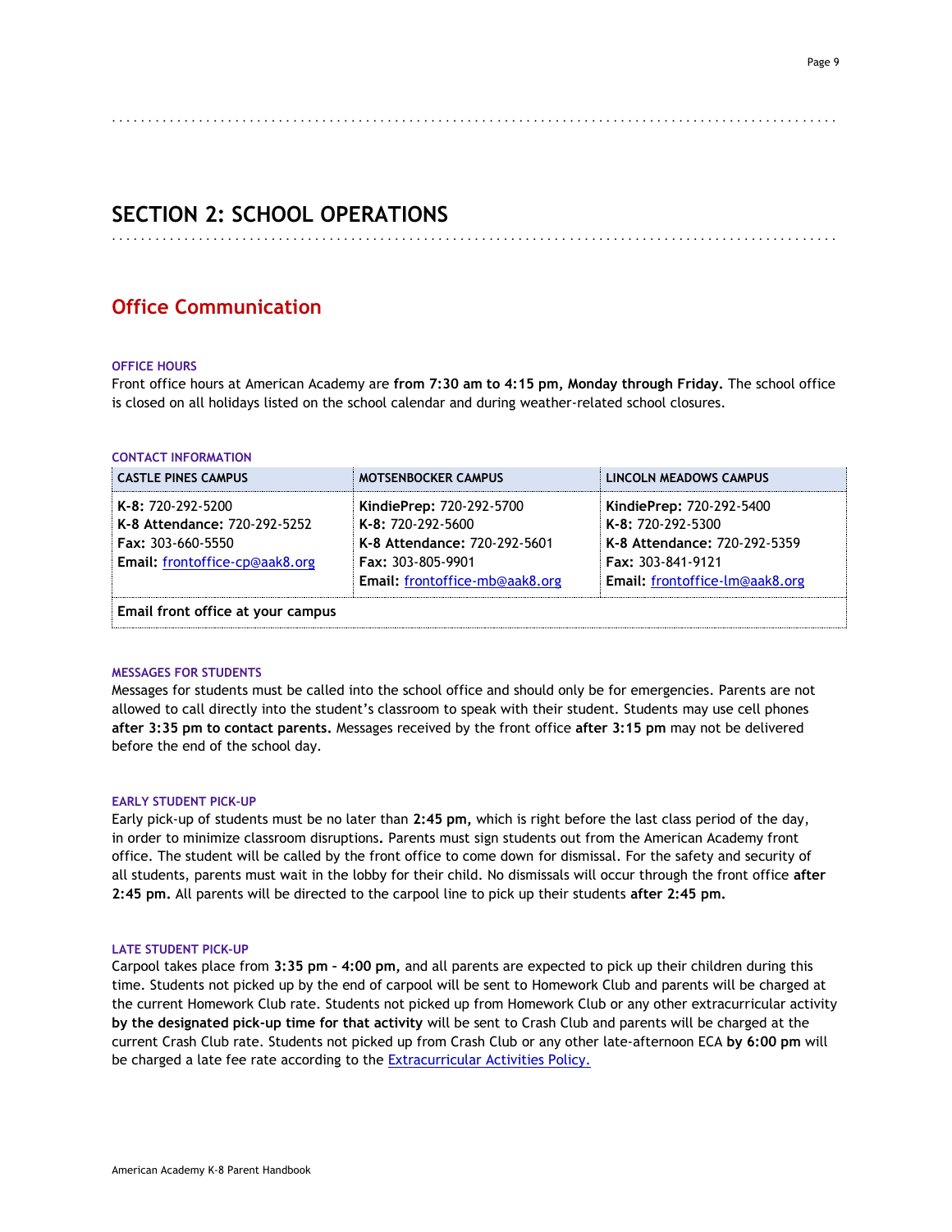# SECTION 2: SCHOOL OPERATIONS

## Office Communication

### OFFICE HOURS

Front office hours at American Academy are **from 7:30 am to 4:15 pm, Monday through Friday.** The school office is closed on all holidays listed on the school calendar and during weather-related school closures.

### CONTACT INFORMATION

| CASTLE PINES CAMPUS | MOTSENBOCKER CAMPUS | LINCOLN MEADOWS CAMPUS |
|---|---|---|
| **K-8:** 720-292-5200<br>**K-8 Attendance:** 720-292-5252<br>**Fax:** 303-660-5550<br>**Email:** frontoffice-cp@aak8.org | **KindiePrep:** 720-292-5700<br>**K-8:** 720-292-5600<br>**K-8 Attendance:** 720-292-5601<br>**Fax:** 303-805-9901<br>**Email:** frontoffice-mb@aak8.org | **KindiePrep:** 720-292-5400<br>**K-8:** 720-292-5300<br>**K-8 Attendance:** 720-292-5359<br>**Fax:** 303-841-9121<br>**Email:** frontoffice-lm@aak8.org |
| **Email front office at your campus** | | |

### MESSAGES FOR STUDENTS

Messages for students must be called into the school office and should only be for emergencies. Parents are not allowed to call directly into the student's classroom to speak with their student. Students may use cell phones **after 3:35 pm to contact parents.** Messages received by the front office **after 3:15 pm** may not be delivered before the end of the school day.

### EARLY STUDENT PICK-UP

Early pick-up of students must be no later than **2:45 pm,** which is right before the last class period of the day, in order to minimize classroom disruptions**.** Parents must sign students out from the American Academy front office. The student will be called by the front office to come down for dismissal. For the safety and security of all students, parents must wait in the lobby for their child. No dismissals will occur through the front office **after 2:45 pm.** All parents will be directed to the carpool line to pick up their students **after 2:45 pm.**

### LATE STUDENT PICK-UP

Carpool takes place from **3:35 pm – 4:00 pm,** and all parents are expected to pick up their children during this time. Students not picked up by the end of carpool will be sent to Homework Club and parents will be charged at the current Homework Club rate. Students not picked up from Homework Club or any other extracurricular activity **by the designated pick-up time for that activity** will be sent to Crash Club and parents will be charged at the current Crash Club rate. Students not picked up from Crash Club or any other late-afternoon ECA **by 6:00 pm** will be charged a late fee rate according to the Extracurricular Activities Policy.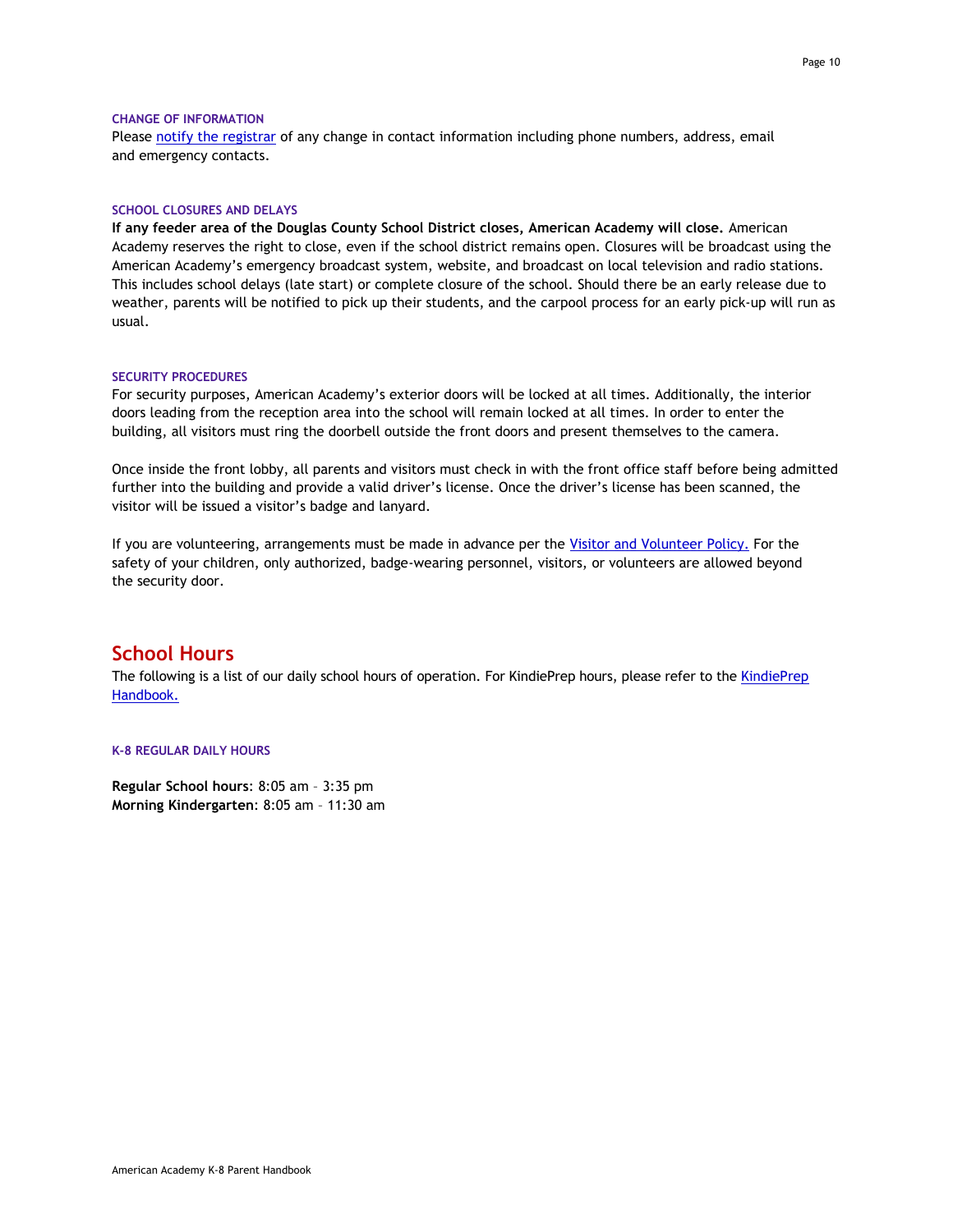### CHANGE OF INFORMATION

Please notify the registrar of any change in contact information including phone numbers, address, email and emergency contacts.

### SCHOOL CLOSURES AND DELAYS

**If any feeder area of the Douglas County School District closes, American Academy will close.** American Academy reserves the right to close, even if the school district remains open. Closures will be broadcast using the American Academy's emergency broadcast system, website, and broadcast on local television and radio stations. This includes school delays (late start) or complete closure of the school. Should there be an early release due to weather, parents will be notified to pick up their students, and the carpool process for an early pick-up will run as usual.

### SECURITY PROCEDURES

For security purposes, American Academy's exterior doors will be locked at all times. Additionally, the interior doors leading from the reception area into the school will remain locked at all times. In order to enter the building, all visitors must ring the doorbell outside the front doors and present themselves to the camera.

Once inside the front lobby, all parents and visitors must check in with the front office staff before being admitted further into the building and provide a valid driver's license. Once the driver's license has been scanned, the visitor will be issued a visitor's badge and lanyard.

If you are volunteering, arrangements must be made in advance per the Visitor and Volunteer Policy. For the safety of your children, only authorized, badge-wearing personnel, visitors, or volunteers are allowed beyond the security door.

## School Hours

The following is a list of our daily school hours of operation. For KindiePrep hours, please refer to the KindiePrep Handbook.

### K-8 REGULAR DAILY HOURS

**Regular School hours**: 8:05 am – 3:35 pm
**Morning Kindergarten**: 8:05 am – 11:30 am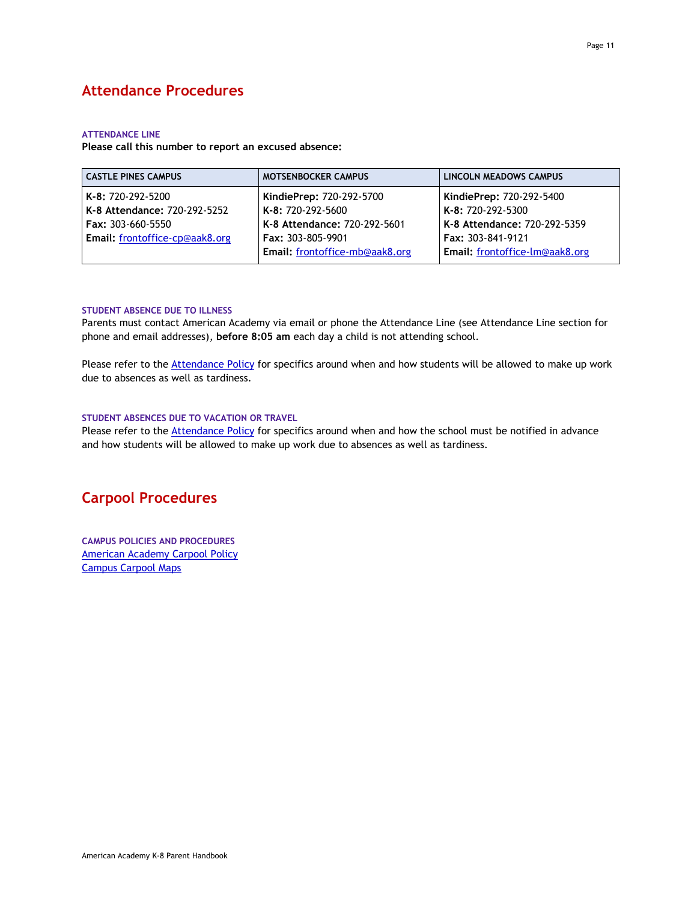# Attendance Procedures

### ATTENDANCE LINE

**Please call this number to report an excused absence:**

| CASTLE PINES CAMPUS | MOTSENBOCKER CAMPUS | LINCOLN MEADOWS CAMPUS |
|---|---|---|
| **K-8:** 720-292-5200<br>**K-8 Attendance:** 720-292-5252<br>**Fax:** 303-660-5550<br>**Email:** frontoffice-cp@aak8.org | **KindiePrep:** 720-292-5700<br>**K-8:** 720-292-5600<br>**K-8 Attendance:** 720-292-5601<br>**Fax:** 303-805-9901<br>**Email:** frontoffice-mb@aak8.org | **KindiePrep:** 720-292-5400<br>**K-8:** 720-292-5300<br>**K-8 Attendance:** 720-292-5359<br>**Fax:** 303-841-9121<br>**Email:** frontoffice-lm@aak8.org |

### STUDENT ABSENCE DUE TO ILLNESS

Parents must contact American Academy via email or phone the Attendance Line (see Attendance Line section for phone and email addresses), **before 8:05 am** each day a child is not attending school.

Please refer to the Attendance Policy for specifics around when and how students will be allowed to make up work due to absences as well as tardiness.

### STUDENT ABSENCES DUE TO VACATION OR TRAVEL

Please refer to the Attendance Policy for specifics around when and how the school must be notified in advance and how students will be allowed to make up work due to absences as well as tardiness.

# Carpool Procedures

### CAMPUS POLICIES AND PROCEDURES

American Academy Carpool Policy
Campus Carpool Maps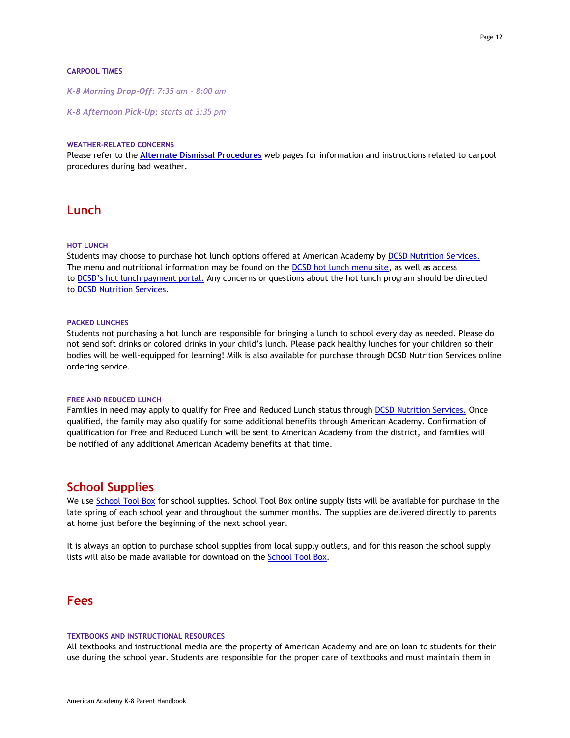#### CARPOOL TIMES

***K-8 Morning Drop-Off:*** *7:35 am - 8:00 am*

***K-8 Afternoon Pick-Up:*** *starts at 3:35 pm*

#### WEATHER-RELATED CONCERNS

Please refer to the **Alternate Dismissal Procedures** web pages for information and instructions related to carpool procedures during bad weather.

## Lunch

#### HOT LUNCH

Students may choose to purchase hot lunch options offered at American Academy by DCSD Nutrition Services. The menu and nutritional information may be found on the DCSD hot lunch menu site, as well as access to DCSD's hot lunch payment portal. Any concerns or questions about the hot lunch program should be directed to DCSD Nutrition Services.

#### PACKED LUNCHES

Students not purchasing a hot lunch are responsible for bringing a lunch to school every day as needed. Please do not send soft drinks or colored drinks in your child's lunch. Please pack healthy lunches for your children so their bodies will be well-equipped for learning! Milk is also available for purchase through DCSD Nutrition Services online ordering service.

#### FREE AND REDUCED LUNCH

Families in need may apply to qualify for Free and Reduced Lunch status through DCSD Nutrition Services. Once qualified, the family may also qualify for some additional benefits through American Academy. Confirmation of qualification for Free and Reduced Lunch will be sent to American Academy from the district, and families will be notified of any additional American Academy benefits at that time.

## School Supplies

We use School Tool Box for school supplies. School Tool Box online supply lists will be available for purchase in the late spring of each school year and throughout the summer months. The supplies are delivered directly to parents at home just before the beginning of the next school year.

It is always an option to purchase school supplies from local supply outlets, and for this reason the school supply lists will also be made available for download on the School Tool Box.

## Fees

#### TEXTBOOKS AND INSTRUCTIONAL RESOURCES

All textbooks and instructional media are the property of American Academy and are on loan to students for their use during the school year. Students are responsible for the proper care of textbooks and must maintain them in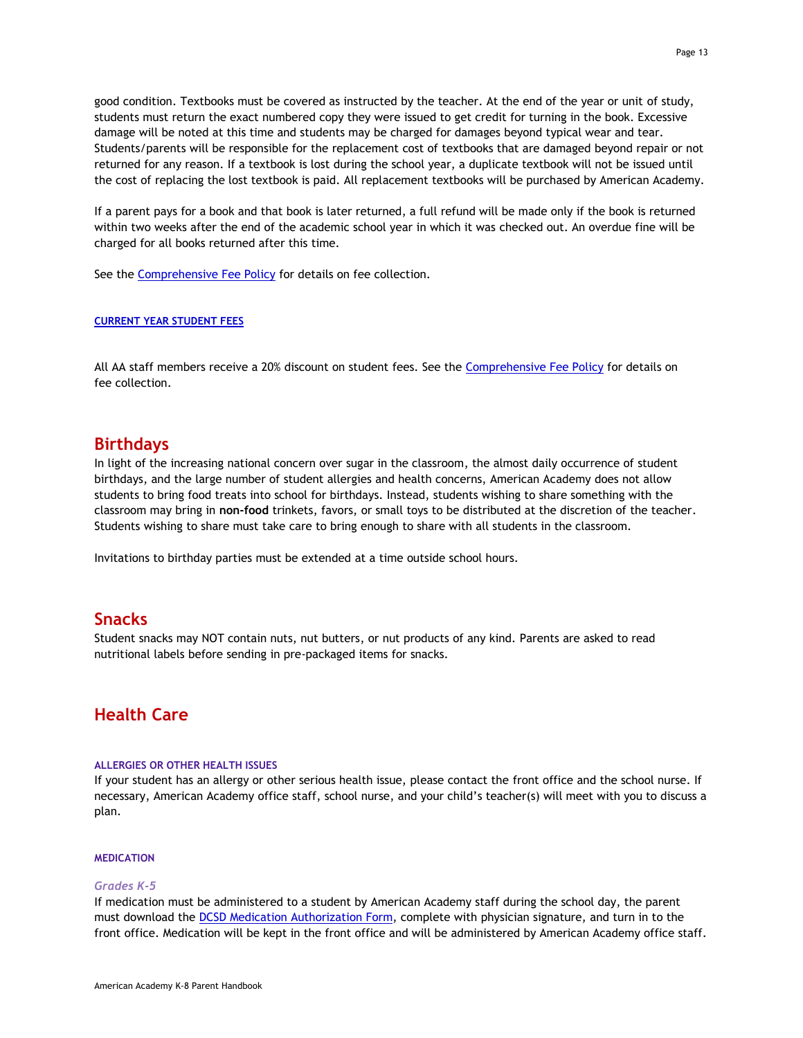good condition. Textbooks must be covered as instructed by the teacher. At the end of the year or unit of study, students must return the exact numbered copy they were issued to get credit for turning in the book. Excessive damage will be noted at this time and students may be charged for damages beyond typical wear and tear. Students/parents will be responsible for the replacement cost of textbooks that are damaged beyond repair or not returned for any reason. If a textbook is lost during the school year, a duplicate textbook will not be issued until the cost of replacing the lost textbook is paid. All replacement textbooks will be purchased by American Academy.

If a parent pays for a book and that book is later returned, a full refund will be made only if the book is returned within two weeks after the end of the academic school year in which it was checked out. An overdue fine will be charged for all books returned after this time.

See the Comprehensive Fee Policy for details on fee collection.

#### CURRENT YEAR STUDENT FEES

All AA staff members receive a 20% discount on student fees. See the Comprehensive Fee Policy for details on fee collection.

## Birthdays

In light of the increasing national concern over sugar in the classroom, the almost daily occurrence of student birthdays, and the large number of student allergies and health concerns, American Academy does not allow students to bring food treats into school for birthdays. Instead, students wishing to share something with the classroom may bring in **non-food** trinkets, favors, or small toys to be distributed at the discretion of the teacher. Students wishing to share must take care to bring enough to share with all students in the classroom.

Invitations to birthday parties must be extended at a time outside school hours.

## Snacks

Student snacks may NOT contain nuts, nut butters, or nut products of any kind. Parents are asked to read nutritional labels before sending in pre-packaged items for snacks.

## Health Care

#### ALLERGIES OR OTHER HEALTH ISSUES

If your student has an allergy or other serious health issue, please contact the front office and the school nurse. If necessary, American Academy office staff, school nurse, and your child's teacher(s) will meet with you to discuss a plan.

#### MEDICATION

##### *Grades K-5*

If medication must be administered to a student by American Academy staff during the school day, the parent must download the DCSD Medication Authorization Form, complete with physician signature, and turn in to the front office. Medication will be kept in the front office and will be administered by American Academy office staff.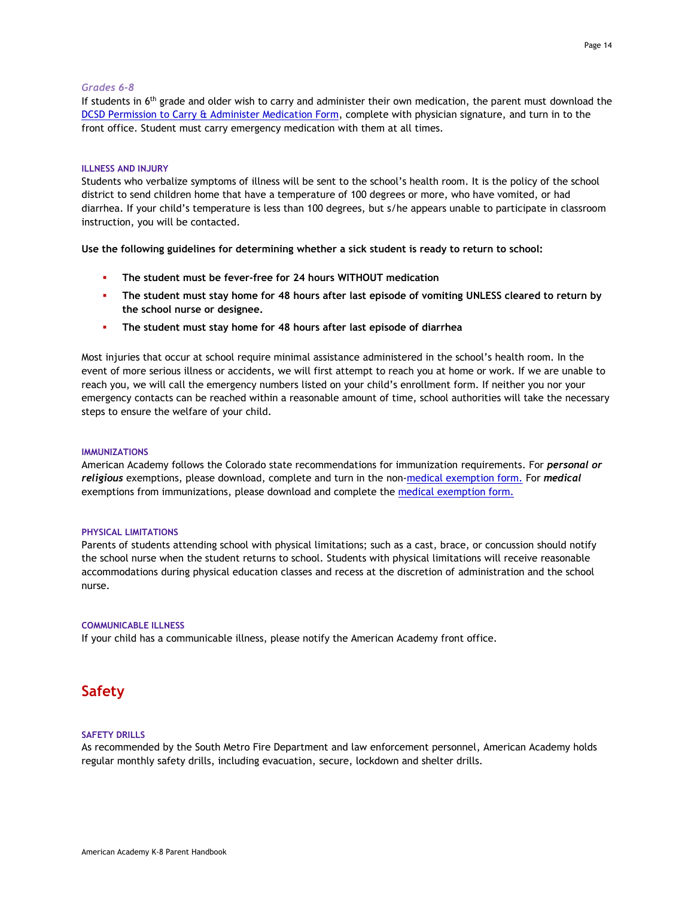### *Grades 6-8*

If students in 6th grade and older wish to carry and administer their own medication, the parent must download the [DCSD Permission to Carry & Administer Medication Form](), complete with physician signature, and turn in to the front office. Student must carry emergency medication with them at all times.

#### ILLNESS AND INJURY

Students who verbalize symptoms of illness will be sent to the school's health room. It is the policy of the school district to send children home that have a temperature of 100 degrees or more, who have vomited, or had diarrhea. If your child's temperature is less than 100 degrees, but s/he appears unable to participate in classroom instruction, you will be contacted.

**Use the following guidelines for determining whether a sick student is ready to return to school:**

- **The student must be fever-free for 24 hours WITHOUT medication**
- **The student must stay home for 48 hours after last episode of vomiting UNLESS cleared to return by the school nurse or designee.**
- **The student must stay home for 48 hours after last episode of diarrhea**

Most injuries that occur at school require minimal assistance administered in the school's health room. In the event of more serious illness or accidents, we will first attempt to reach you at home or work. If we are unable to reach you, we will call the emergency numbers listed on your child's enrollment form. If neither you nor your emergency contacts can be reached within a reasonable amount of time, school authorities will take the necessary steps to ensure the welfare of your child.

#### IMMUNIZATIONS

American Academy follows the Colorado state recommendations for immunization requirements. For ***personal or religious*** exemptions, please download, complete and turn in the non-[medical exemption form.]() For ***medical*** exemptions from immunizations, please download and complete the [medical exemption form.]()

#### PHYSICAL LIMITATIONS

Parents of students attending school with physical limitations; such as a cast, brace, or concussion should notify the school nurse when the student returns to school. Students with physical limitations will receive reasonable accommodations during physical education classes and recess at the discretion of administration and the school nurse.

#### COMMUNICABLE ILLNESS

If your child has a communicable illness, please notify the American Academy front office.

## Safety

#### SAFETY DRILLS

As recommended by the South Metro Fire Department and law enforcement personnel, American Academy holds regular monthly safety drills, including evacuation, secure, lockdown and shelter drills.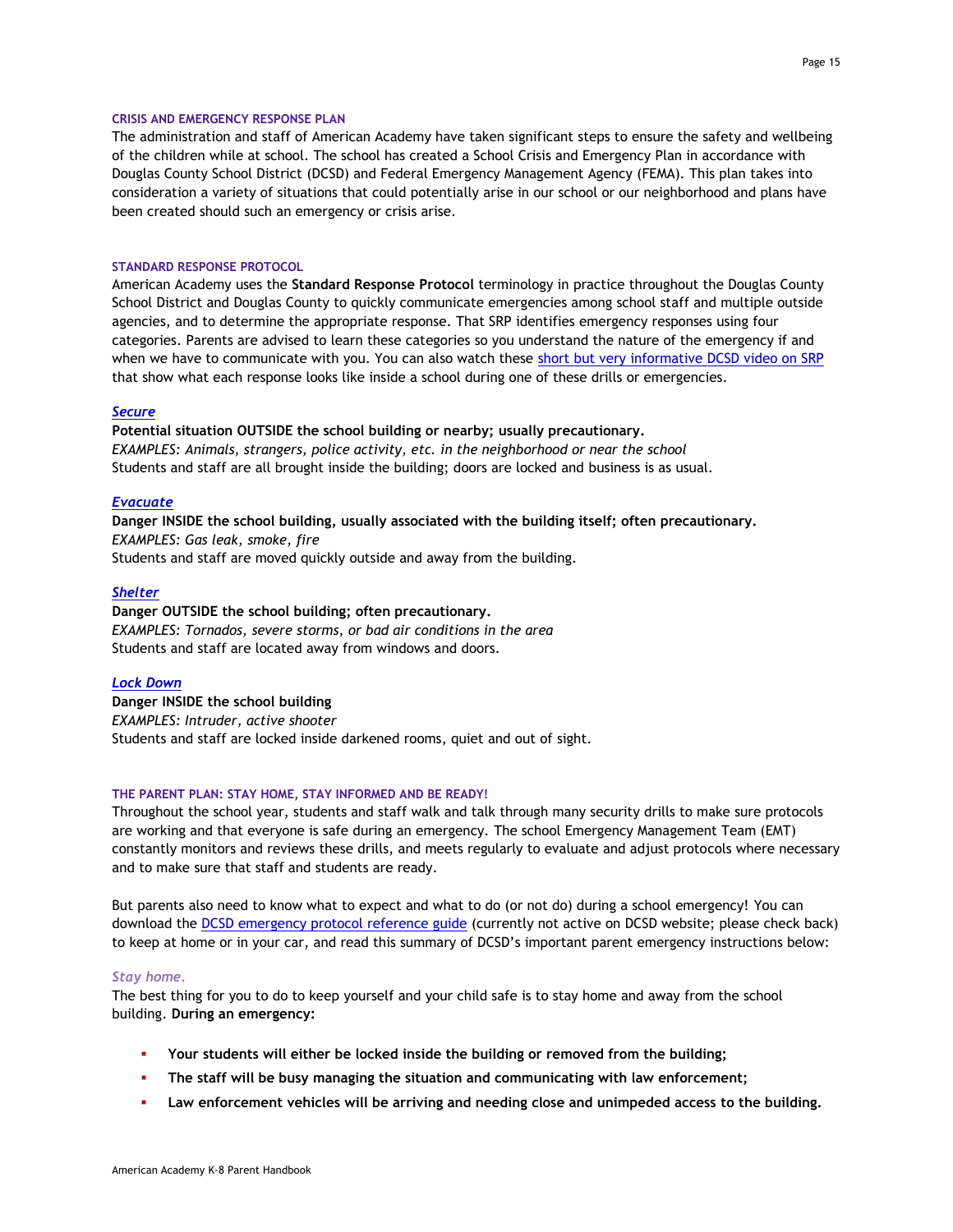## CRISIS AND EMERGENCY RESPONSE PLAN

The administration and staff of American Academy have taken significant steps to ensure the safety and wellbeing of the children while at school. The school has created a School Crisis and Emergency Plan in accordance with Douglas County School District (DCSD) and Federal Emergency Management Agency (FEMA). This plan takes into consideration a variety of situations that could potentially arise in our school or our neighborhood and plans have been created should such an emergency or crisis arise.

## STANDARD RESPONSE PROTOCOL

American Academy uses the **Standard Response Protocol** terminology in practice throughout the Douglas County School District and Douglas County to quickly communicate emergencies among school staff and multiple outside agencies, and to determine the appropriate response. That SRP identifies emergency responses using four categories. Parents are advised to learn these categories so you understand the nature of the emergency if and when we have to communicate with you. You can also watch these short but very informative DCSD video on SRP that show what each response looks like inside a school during one of these drills or emergencies.

### *Secure*

**Potential situation OUTSIDE the school building or nearby; usually precautionary.**
*EXAMPLES: Animals, strangers, police activity, etc. in the neighborhood or near the school*
Students and staff are all brought inside the building; doors are locked and business is as usual.

### *Evacuate*

**Danger INSIDE the school building, usually associated with the building itself; often precautionary.**
*EXAMPLES: Gas leak, smoke, fire*
Students and staff are moved quickly outside and away from the building.

### *Shelter*

**Danger OUTSIDE the school building; often precautionary.**
*EXAMPLES: Tornados, severe storms, or bad air conditions in the area*
Students and staff are located away from windows and doors.

### *Lock Down*

**Danger INSIDE the school building**
*EXAMPLES: Intruder, active shooter*
Students and staff are locked inside darkened rooms, quiet and out of sight.

## THE PARENT PLAN: STAY HOME, STAY INFORMED AND BE READY!

Throughout the school year, students and staff walk and talk through many security drills to make sure protocols are working and that everyone is safe during an emergency. The school Emergency Management Team (EMT) constantly monitors and reviews these drills, and meets regularly to evaluate and adjust protocols where necessary and to make sure that staff and students are ready.

But parents also need to know what to expect and what to do (or not do) during a school emergency! You can download the DCSD emergency protocol reference guide (currently not active on DCSD website; please check back) to keep at home or in your car, and read this summary of DCSD's important parent emergency instructions below:

### *Stay home.*

The best thing for you to do to keep yourself and your child safe is to stay home and away from the school building. **During an emergency:**

- **Your students will either be locked inside the building or removed from the building;**
- **The staff will be busy managing the situation and communicating with law enforcement;**
- **Law enforcement vehicles will be arriving and needing close and unimpeded access to the building.**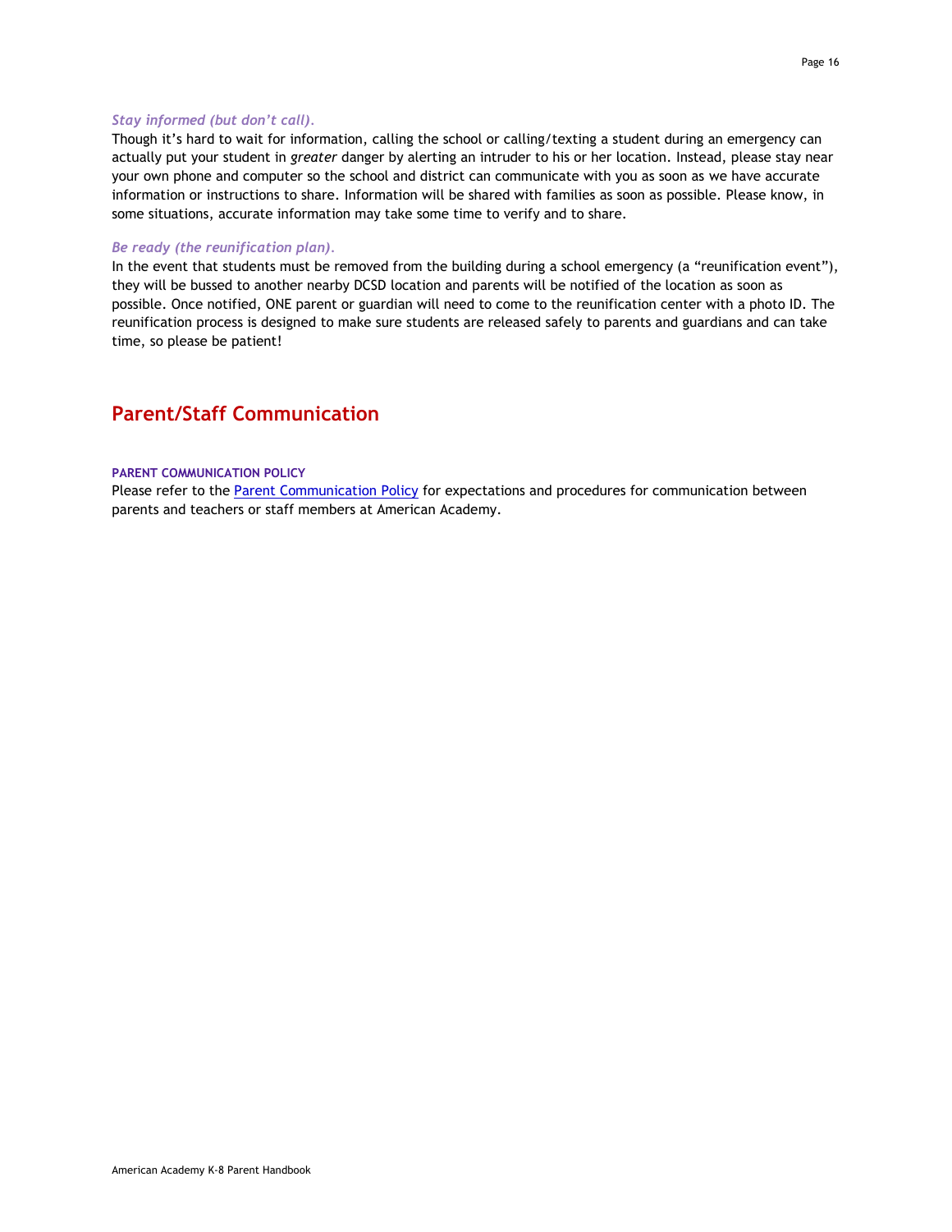*Stay informed (but don't call).*

Though it's hard to wait for information, calling the school or calling/texting a student during an emergency can actually put your student in *greater* danger by alerting an intruder to his or her location. Instead, please stay near your own phone and computer so the school and district can communicate with you as soon as we have accurate information or instructions to share. Information will be shared with families as soon as possible. Please know, in some situations, accurate information may take some time to verify and to share.

*Be ready (the reunification plan).*

In the event that students must be removed from the building during a school emergency (a "reunification event"), they will be bussed to another nearby DCSD location and parents will be notified of the location as soon as possible. Once notified, ONE parent or guardian will need to come to the reunification center with a photo ID. The reunification process is designed to make sure students are released safely to parents and guardians and can take time, so please be patient!

## Parent/Staff Communication

#### PARENT COMMUNICATION POLICY

Please refer to the Parent Communication Policy for expectations and procedures for communication between parents and teachers or staff members at American Academy.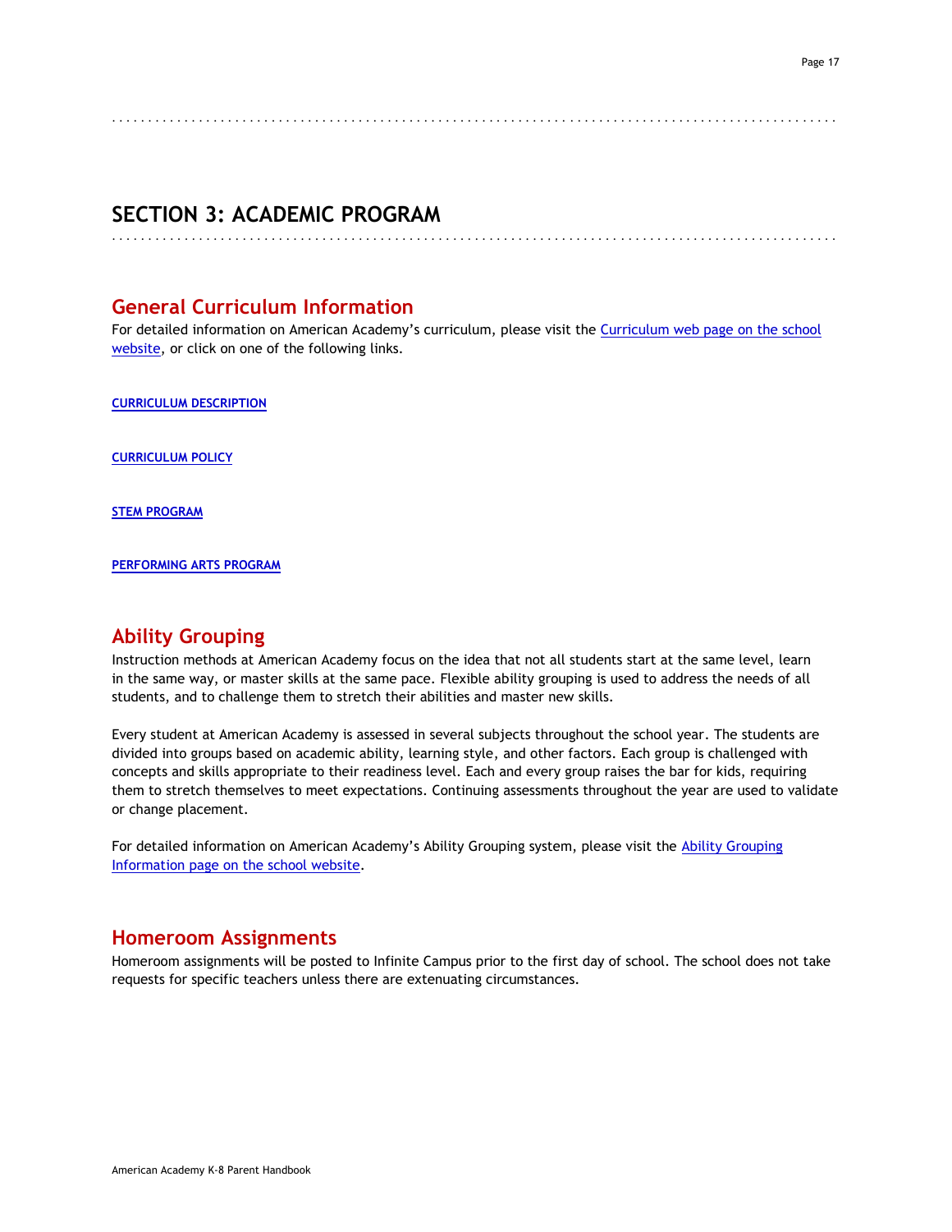# SECTION 3: ACADEMIC PROGRAM

## General Curriculum Information

For detailed information on American Academy's curriculum, please visit the Curriculum web page on the school website, or click on one of the following links.

**CURRICULUM DESCRIPTION**

**CURRICULUM POLICY**

**STEM PROGRAM**

**PERFORMING ARTS PROGRAM**

## Ability Grouping

Instruction methods at American Academy focus on the idea that not all students start at the same level, learn in the same way, or master skills at the same pace. Flexible ability grouping is used to address the needs of all students, and to challenge them to stretch their abilities and master new skills.

Every student at American Academy is assessed in several subjects throughout the school year. The students are divided into groups based on academic ability, learning style, and other factors. Each group is challenged with concepts and skills appropriate to their readiness level. Each and every group raises the bar for kids, requiring them to stretch themselves to meet expectations. Continuing assessments throughout the year are used to validate or change placement.

For detailed information on American Academy's Ability Grouping system, please visit the Ability Grouping Information page on the school website.

## Homeroom Assignments

Homeroom assignments will be posted to Infinite Campus prior to the first day of school. The school does not take requests for specific teachers unless there are extenuating circumstances.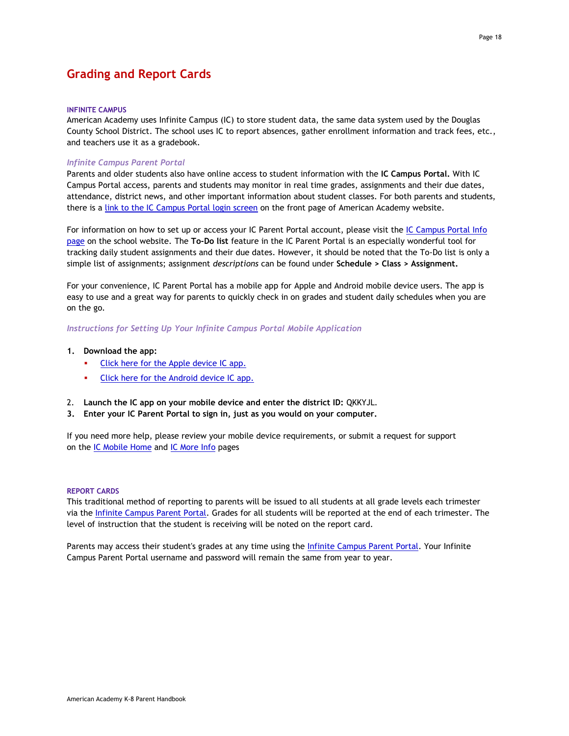# Grading and Report Cards

### INFINITE CAMPUS

American Academy uses Infinite Campus (IC) to store student data, the same data system used by the Douglas County School District. The school uses IC to report absences, gather enrollment information and track fees, etc., and teachers use it as a gradebook.

#### *Infinite Campus Parent Portal*

Parents and older students also have online access to student information with the **IC Campus Portal.** With IC Campus Portal access, parents and students may monitor in real time grades, assignments and their due dates, attendance, district news, and other important information about student classes. For both parents and students, there is a link to the IC Campus Portal login screen on the front page of American Academy website.

For information on how to set up or access your IC Parent Portal account, please visit the IC Campus Portal Info page on the school website. The **To-Do list** feature in the IC Parent Portal is an especially wonderful tool for tracking daily student assignments and their due dates. However, it should be noted that the To-Do list is only a simple list of assignments; assignment *descriptions* can be found under **Schedule > Class > Assignment.**

For your convenience, IC Parent Portal has a mobile app for Apple and Android mobile device users. The app is easy to use and a great way for parents to quickly check in on grades and student daily schedules when you are on the go.

#### *Instructions for Setting Up Your Infinite Campus Portal Mobile Application*

1. **Download the app:**
   - Click here for the Apple device IC app.
   - Click here for the Android device IC app.
2. **Launch the IC app on your mobile device and enter the district ID:** QKKYJL.
3. **Enter your IC Parent Portal to sign in, just as you would on your computer.**

If you need more help, please review your mobile device requirements, or submit a request for support on the IC Mobile Home and IC More Info pages

### REPORT CARDS

This traditional method of reporting to parents will be issued to all students at all grade levels each trimester via the Infinite Campus Parent Portal. Grades for all students will be reported at the end of each trimester. The level of instruction that the student is receiving will be noted on the report card.

Parents may access their student's grades at any time using the Infinite Campus Parent Portal. Your Infinite Campus Parent Portal username and password will remain the same from year to year.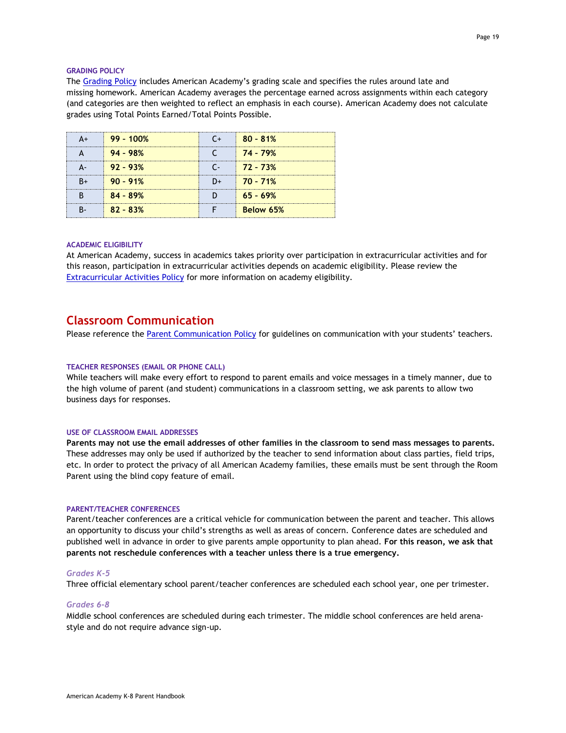#### GRADING POLICY

The Grading Policy includes American Academy's grading scale and specifies the rules around late and missing homework. American Academy averages the percentage earned across assignments within each category (and categories are then weighted to reflect an emphasis in each course). American Academy does not calculate grades using Total Points Earned/Total Points Possible.

| | | | |
|---|---|---|---|
| A+ | **99 - 100%** | C+ | **80 - 81%** |
| A | **94 - 98%** | C | **74 - 79%** |
| A- | **92 - 93%** | C- | **72 - 73%** |
| B+ | **90 - 91%** | D+ | **70 - 71%** |
| B | **84 - 89%** | D | **65 - 69%** |
| B- | **82 - 83%** | F | **Below 65%** |

#### ACADEMIC ELIGIBILITY

At American Academy, success in academics takes priority over participation in extracurricular activities and for this reason, participation in extracurricular activities depends on academic eligibility. Please review the Extracurricular Activities Policy for more information on academy eligibility.

## Classroom Communication

Please reference the Parent Communication Policy for guidelines on communication with your students' teachers.

#### TEACHER RESPONSES (EMAIL OR PHONE CALL)

While teachers will make every effort to respond to parent emails and voice messages in a timely manner, due to the high volume of parent (and student) communications in a classroom setting, we ask parents to allow two business days for responses.

#### USE OF CLASSROOM EMAIL ADDRESSES

**Parents may not use the email addresses of other families in the classroom to send mass messages to parents.** These addresses may only be used if authorized by the teacher to send information about class parties, field trips, etc. In order to protect the privacy of all American Academy families, these emails must be sent through the Room Parent using the blind copy feature of email.

#### PARENT/TEACHER CONFERENCES

Parent/teacher conferences are a critical vehicle for communication between the parent and teacher. This allows an opportunity to discuss your child's strengths as well as areas of concern. Conference dates are scheduled and published well in advance in order to give parents ample opportunity to plan ahead. **For this reason, we ask that parents not reschedule conferences with a teacher unless there is a true emergency.**

##### *Grades K-5*

Three official elementary school parent/teacher conferences are scheduled each school year, one per trimester.

##### *Grades 6-8*

Middle school conferences are scheduled during each trimester. The middle school conferences are held arena-style and do not require advance sign-up.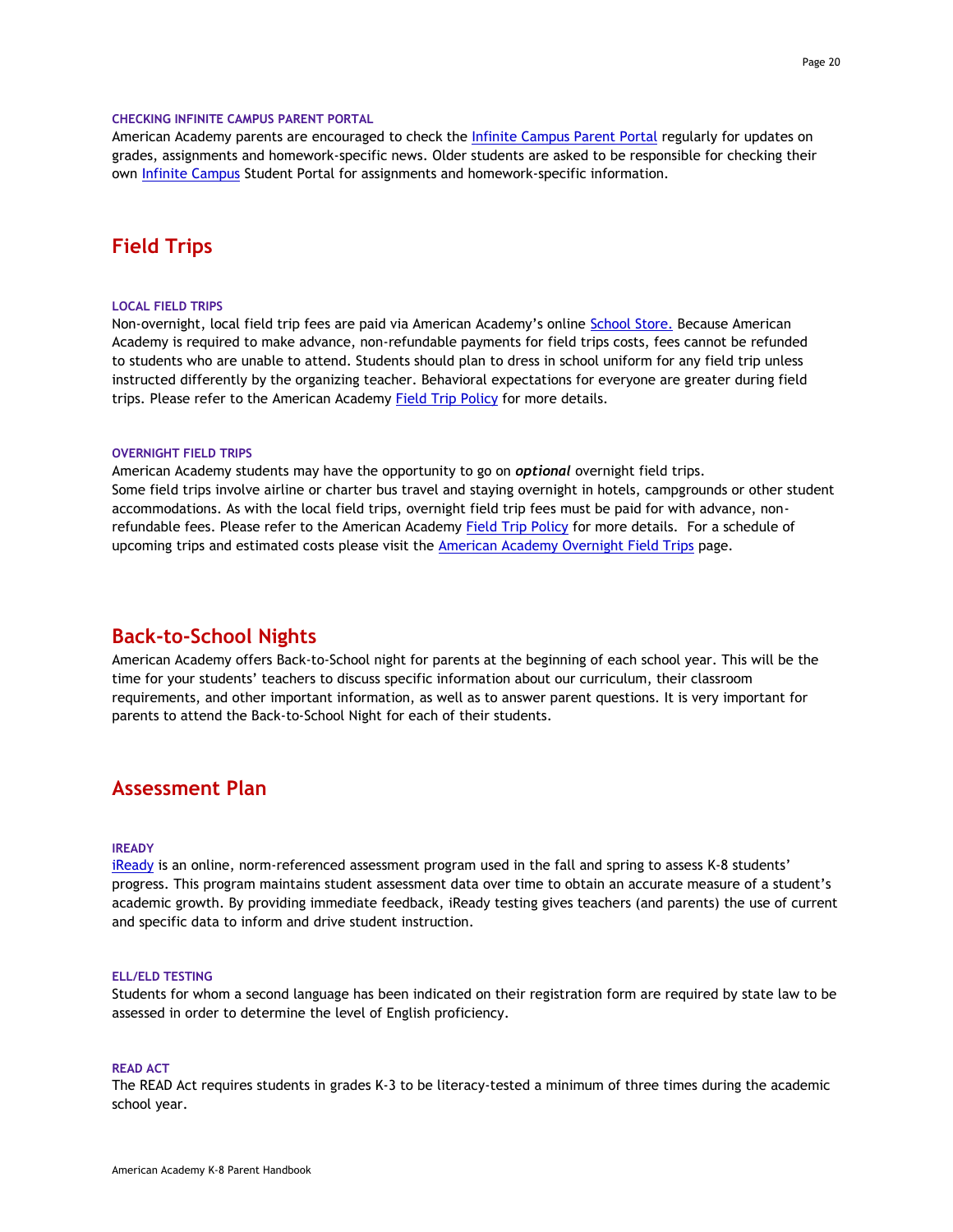#### CHECKING INFINITE CAMPUS PARENT PORTAL

American Academy parents are encouraged to check the Infinite Campus Parent Portal regularly for updates on grades, assignments and homework-specific news. Older students are asked to be responsible for checking their own Infinite Campus Student Portal for assignments and homework-specific information.

## Field Trips

#### LOCAL FIELD TRIPS

Non-overnight, local field trip fees are paid via American Academy's online School Store. Because American Academy is required to make advance, non-refundable payments for field trips costs, fees cannot be refunded to students who are unable to attend. Students should plan to dress in school uniform for any field trip unless instructed differently by the organizing teacher. Behavioral expectations for everyone are greater during field trips. Please refer to the American Academy Field Trip Policy for more details.

#### OVERNIGHT FIELD TRIPS

American Academy students may have the opportunity to go on ***optional*** overnight field trips.
Some field trips involve airline or charter bus travel and staying overnight in hotels, campgrounds or other student accommodations. As with the local field trips, overnight field trip fees must be paid for with advance, non-refundable fees. Please refer to the American Academy Field Trip Policy for more details. For a schedule of upcoming trips and estimated costs please visit the American Academy Overnight Field Trips page.

## Back-to-School Nights

American Academy offers Back-to-School night for parents at the beginning of each school year. This will be the time for your students' teachers to discuss specific information about our curriculum, their classroom requirements, and other important information, as well as to answer parent questions. It is very important for parents to attend the Back-to-School Night for each of their students.

## Assessment Plan

#### IREADY

iReady is an online, norm-referenced assessment program used in the fall and spring to assess K-8 students' progress. This program maintains student assessment data over time to obtain an accurate measure of a student's academic growth. By providing immediate feedback, iReady testing gives teachers (and parents) the use of current and specific data to inform and drive student instruction.

#### ELL/ELD TESTING

Students for whom a second language has been indicated on their registration form are required by state law to be assessed in order to determine the level of English proficiency.

#### READ ACT

The READ Act requires students in grades K-3 to be literacy-tested a minimum of three times during the academic school year.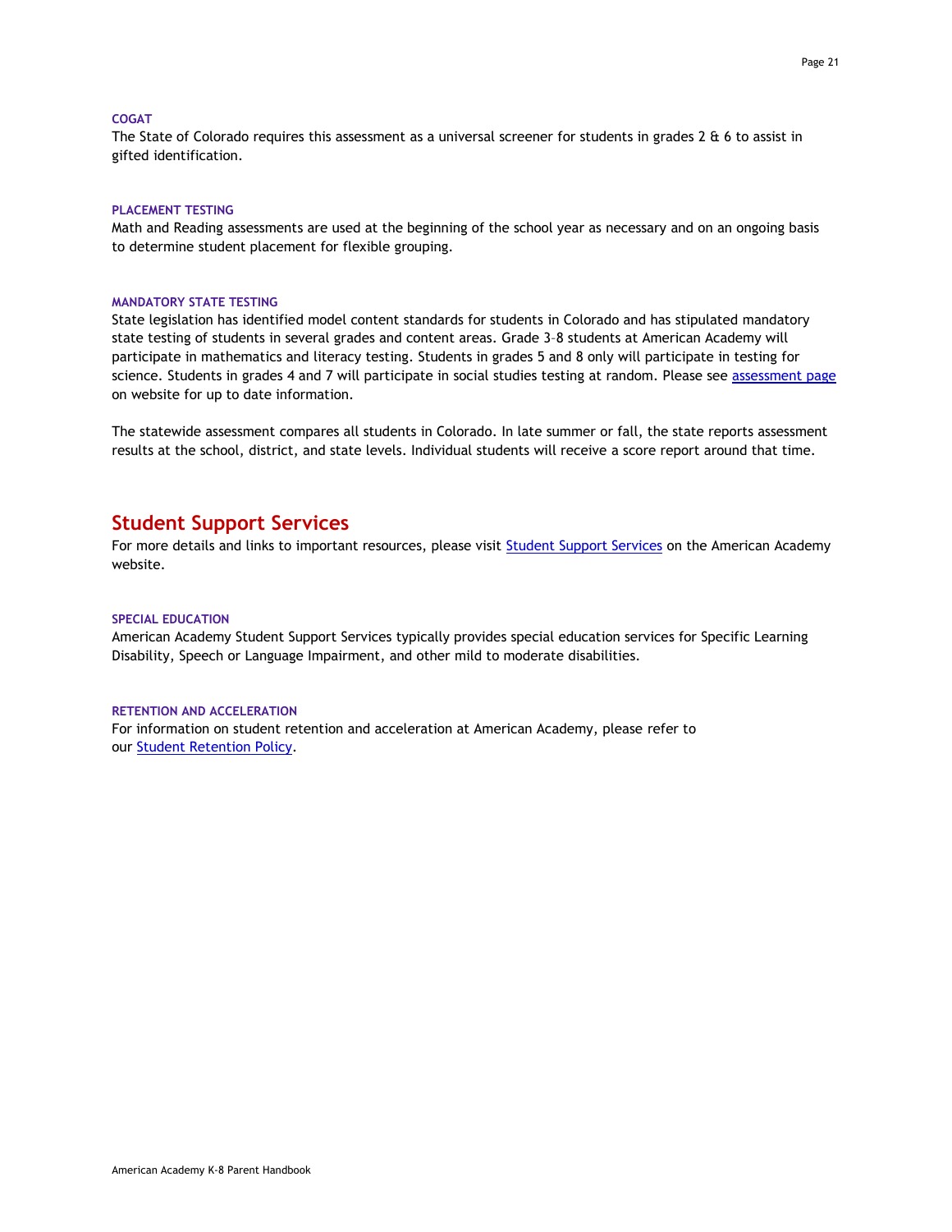### COGAT

The State of Colorado requires this assessment as a universal screener for students in grades 2 & 6 to assist in gifted identification.

### PLACEMENT TESTING

Math and Reading assessments are used at the beginning of the school year as necessary and on an ongoing basis to determine student placement for flexible grouping.

### MANDATORY STATE TESTING

State legislation has identified model content standards for students in Colorado and has stipulated mandatory state testing of students in several grades and content areas. Grade 3–8 students at American Academy will participate in mathematics and literacy testing. Students in grades 5 and 8 only will participate in testing for science. Students in grades 4 and 7 will participate in social studies testing at random. Please see [assessment page] on website for up to date information.

The statewide assessment compares all students in Colorado. In late summer or fall, the state reports assessment results at the school, district, and state levels. Individual students will receive a score report around that time.

## Student Support Services

For more details and links to important resources, please visit [Student Support Services] on the American Academy website.

### SPECIAL EDUCATION

American Academy Student Support Services typically provides special education services for Specific Learning Disability, Speech or Language Impairment, and other mild to moderate disabilities.

### RETENTION AND ACCELERATION

For information on student retention and acceleration at American Academy, please refer to our [Student Retention Policy].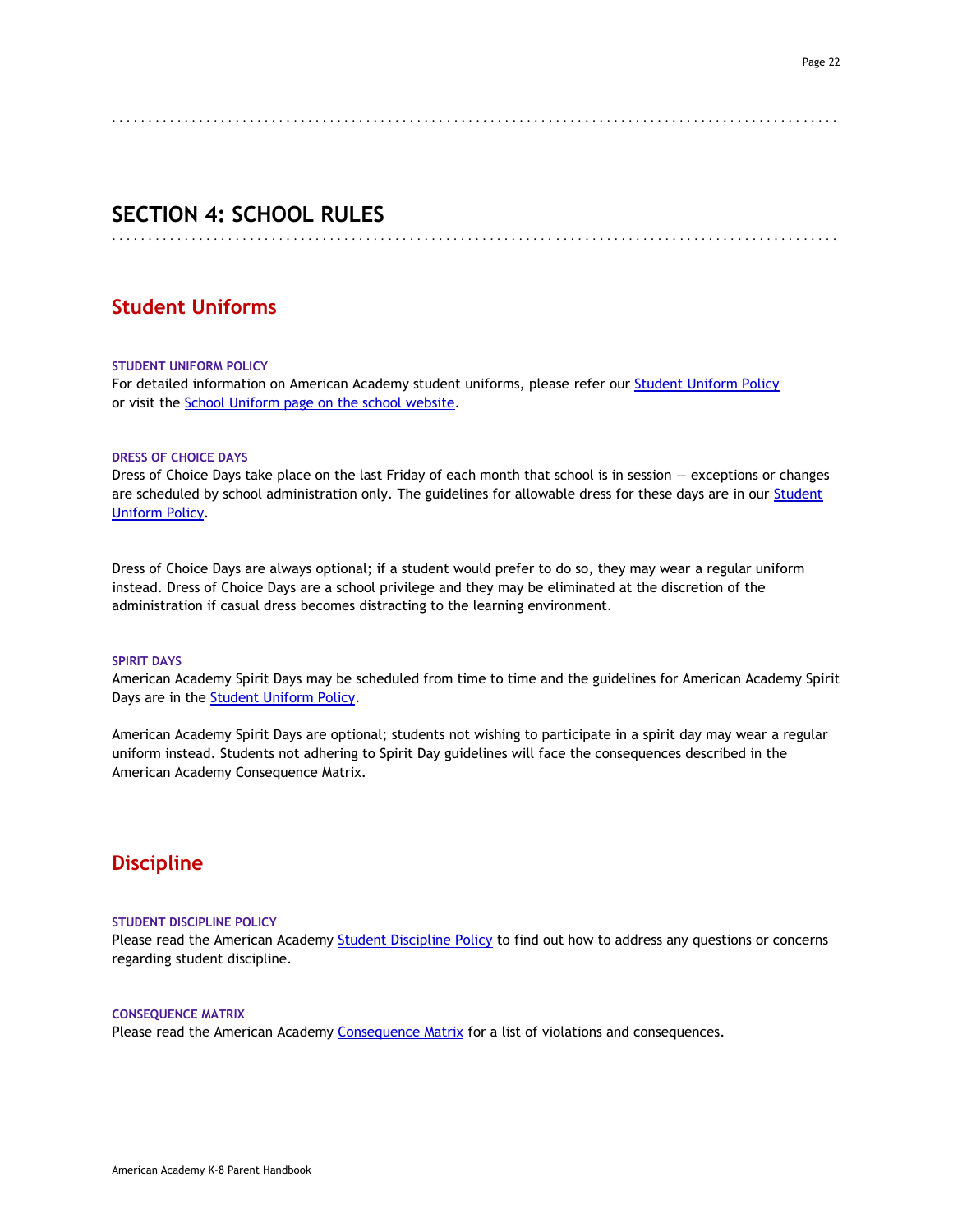# SECTION 4: SCHOOL RULES

## Student Uniforms

### STUDENT UNIFORM POLICY

For detailed information on American Academy student uniforms, please refer our Student Uniform Policy or visit the School Uniform page on the school website.

### DRESS OF CHOICE DAYS

Dress of Choice Days take place on the last Friday of each month that school is in session — exceptions or changes are scheduled by school administration only. The guidelines for allowable dress for these days are in our Student Uniform Policy.

Dress of Choice Days are always optional; if a student would prefer to do so, they may wear a regular uniform instead. Dress of Choice Days are a school privilege and they may be eliminated at the discretion of the administration if casual dress becomes distracting to the learning environment.

### SPIRIT DAYS

American Academy Spirit Days may be scheduled from time to time and the guidelines for American Academy Spirit Days are in the Student Uniform Policy.

American Academy Spirit Days are optional; students not wishing to participate in a spirit day may wear a regular uniform instead. Students not adhering to Spirit Day guidelines will face the consequences described in the American Academy Consequence Matrix.

## Discipline

### STUDENT DISCIPLINE POLICY

Please read the American Academy Student Discipline Policy to find out how to address any questions or concerns regarding student discipline.

### CONSEQUENCE MATRIX

Please read the American Academy Consequence Matrix for a list of violations and consequences.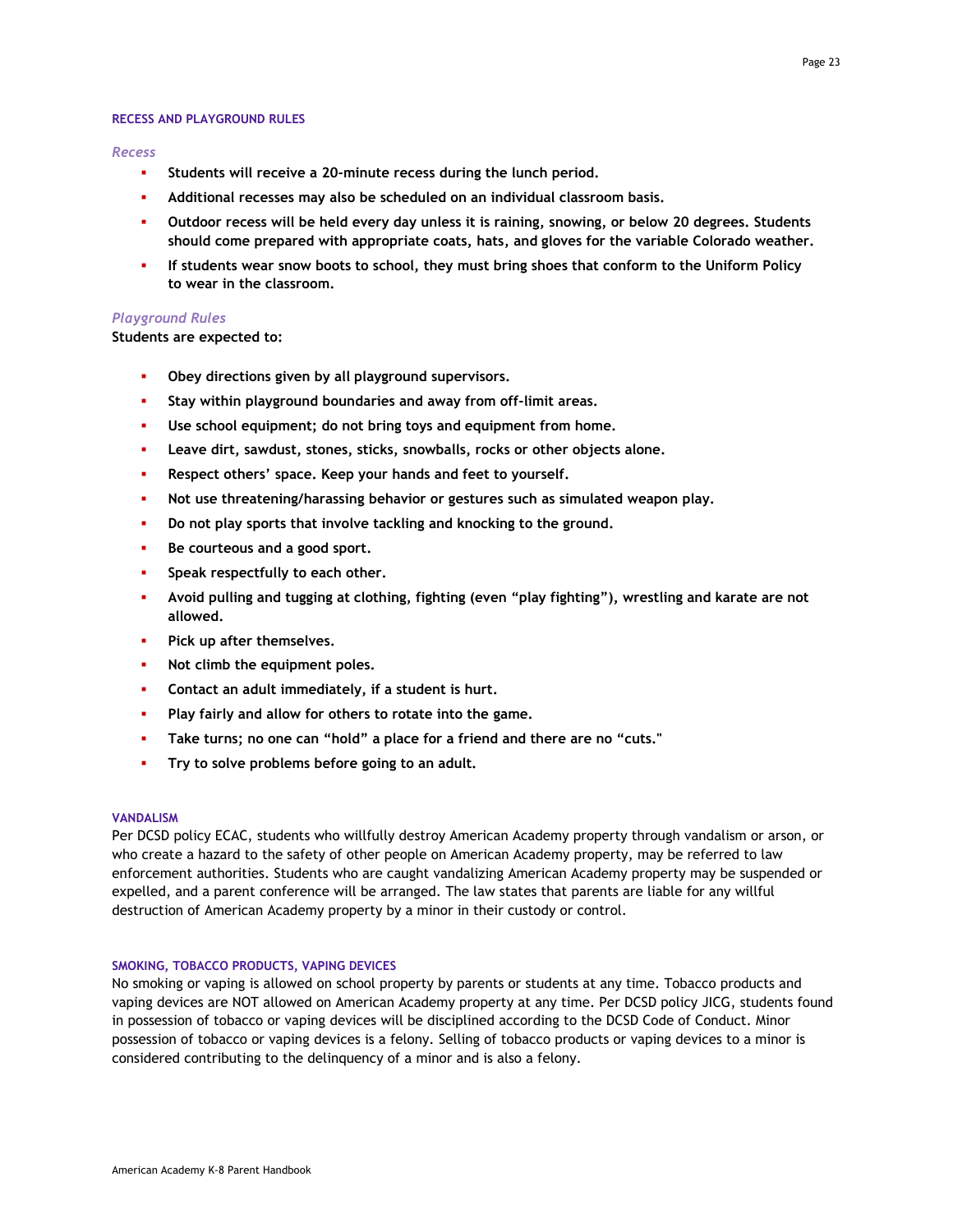## RECESS AND PLAYGROUND RULES

### *Recess*

- **Students will receive a 20-minute recess during the lunch period.**
- **Additional recesses may also be scheduled on an individual classroom basis.**
- **Outdoor recess will be held every day unless it is raining, snowing, or below 20 degrees. Students should come prepared with appropriate coats, hats, and gloves for the variable Colorado weather.**
- **If students wear snow boots to school, they must bring shoes that conform to the Uniform Policy to wear in the classroom.**

### *Playground Rules*

**Students are expected to:**

- **Obey directions given by all playground supervisors.**
- **Stay within playground boundaries and away from off-limit areas.**
- **Use school equipment; do not bring toys and equipment from home.**
- **Leave dirt, sawdust, stones, sticks, snowballs, rocks or other objects alone.**
- **Respect others' space. Keep your hands and feet to yourself.**
- **Not use threatening/harassing behavior or gestures such as simulated weapon play.**
- **Do not play sports that involve tackling and knocking to the ground.**
- **Be courteous and a good sport.**
- **Speak respectfully to each other.**
- **Avoid pulling and tugging at clothing, fighting (even "play fighting"), wrestling and karate are not allowed.**
- **Pick up after themselves.**
- **Not climb the equipment poles.**
- **Contact an adult immediately, if a student is hurt.**
- **Play fairly and allow for others to rotate into the game.**
- **Take turns; no one can "hold" a place for a friend and there are no "cuts."**
- **Try to solve problems before going to an adult.**

## VANDALISM

Per DCSD policy ECAC, students who willfully destroy American Academy property through vandalism or arson, or who create a hazard to the safety of other people on American Academy property, may be referred to law enforcement authorities. Students who are caught vandalizing American Academy property may be suspended or expelled, and a parent conference will be arranged. The law states that parents are liable for any willful destruction of American Academy property by a minor in their custody or control.

## SMOKING, TOBACCO PRODUCTS, VAPING DEVICES

No smoking or vaping is allowed on school property by parents or students at any time. Tobacco products and vaping devices are NOT allowed on American Academy property at any time. Per DCSD policy JICG, students found in possession of tobacco or vaping devices will be disciplined according to the DCSD Code of Conduct. Minor possession of tobacco or vaping devices is a felony. Selling of tobacco products or vaping devices to a minor is considered contributing to the delinquency of a minor and is also a felony.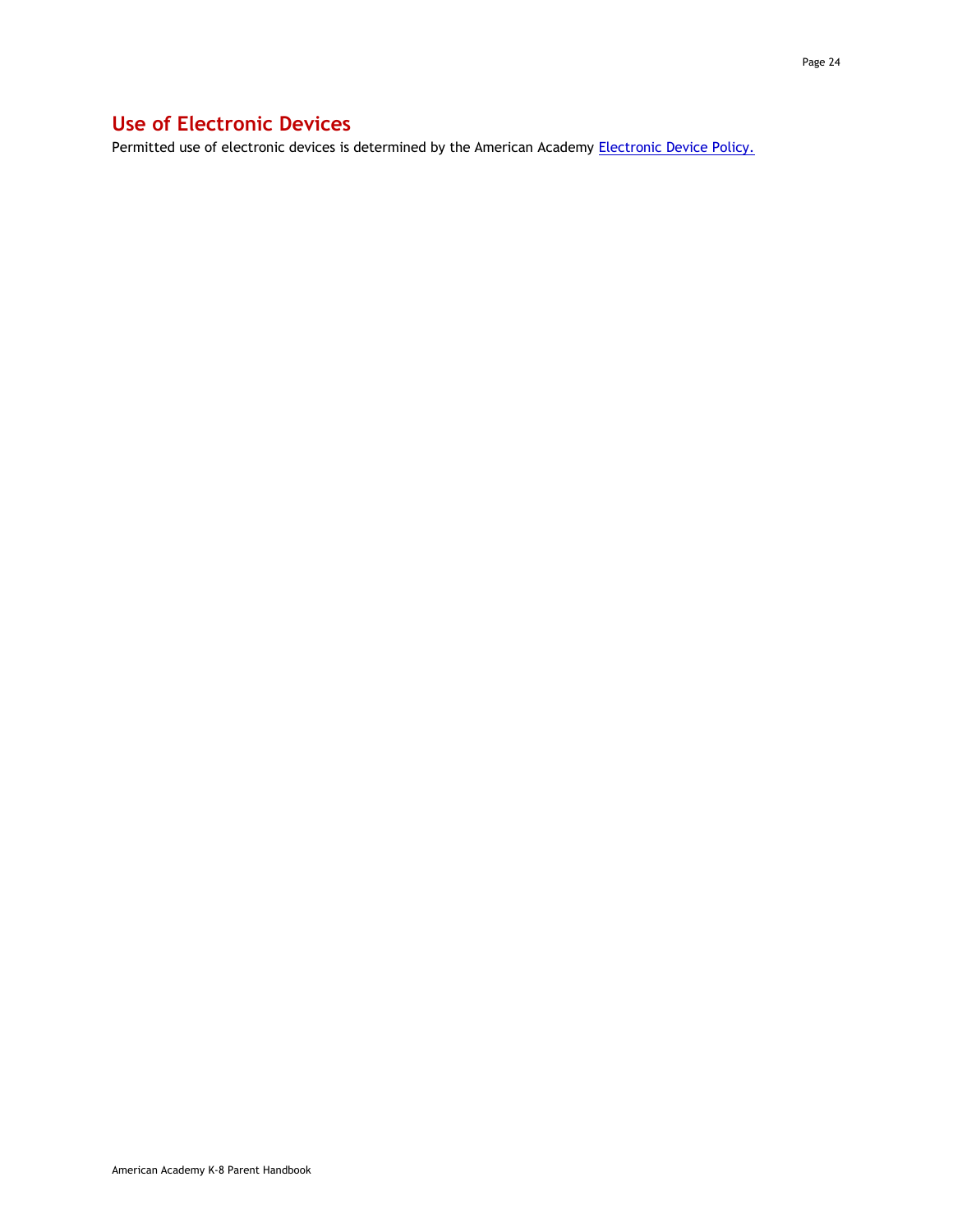## Use of Electronic Devices

Permitted use of electronic devices is determined by the American Academy Electronic Device Policy.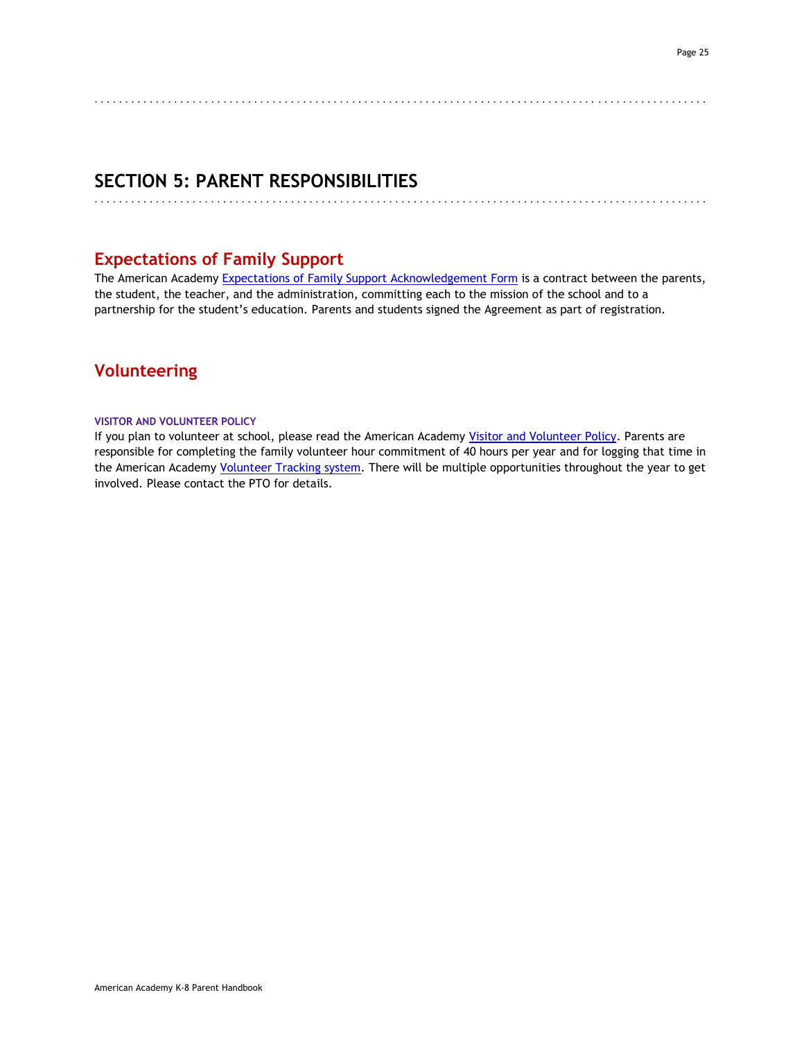# SECTION 5: PARENT RESPONSIBILITIES

## Expectations of Family Support

The American Academy Expectations of Family Support Acknowledgement Form is a contract between the parents, the student, the teacher, and the administration, committing each to the mission of the school and to a partnership for the student's education. Parents and students signed the Agreement as part of registration.

## Volunteering

### VISITOR AND VOLUNTEER POLICY

If you plan to volunteer at school, please read the American Academy Visitor and Volunteer Policy. Parents are responsible for completing the family volunteer hour commitment of 40 hours per year and for logging that time in the American Academy Volunteer Tracking system. There will be multiple opportunities throughout the year to get involved. Please contact the PTO for details.